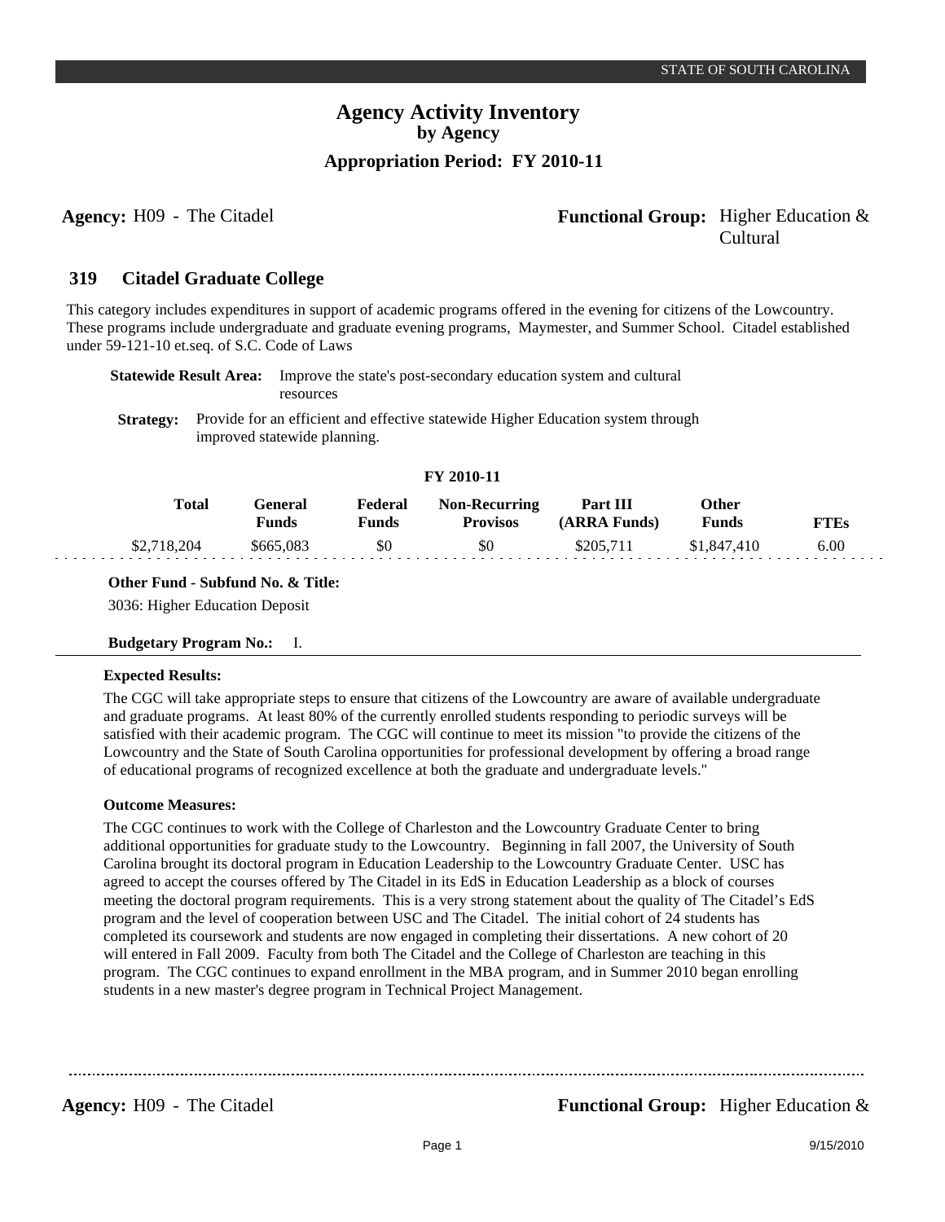# Agency Activity Inventory
## by Agency
### Appropriation Period: FY 2010-11

**Agency:** H09 - The Citadel

**Functional Group:** Higher Education & Cultural

## 319 Citadel Graduate College

This category includes expenditures in support of academic programs offered in the evening for citizens of the Lowcountry. These programs include undergraduate and graduate evening programs, Maymester, and Summer School. Citadel established under 59-121-10 et.seq. of S.C. Code of Laws

**Statewide Result Area:** Improve the state's post-secondary education system and cultural resources

**Strategy:** Provide for an efficient and effective statewide Higher Education system through improved statewide planning.

**FY 2010-11**

| Total | General Funds | Federal Funds | Non-Recurring Provisos | Part III (ARRA Funds) | Other Funds | FTEs |
|---|---|---|---|---|---|---|
| $2,718,204 | $665,083 | $0 | $0 | $205,711 | $1,847,410 | 6.00 |

**Other Fund - Subfund No. & Title:**

3036: Higher Education Deposit

**Budgetary Program No.:** I.

**Expected Results:**

The CGC will take appropriate steps to ensure that citizens of the Lowcountry are aware of available undergraduate and graduate programs. At least 80% of the currently enrolled students responding to periodic surveys will be satisfied with their academic program. The CGC will continue to meet its mission "to provide the citizens of the Lowcountry and the State of South Carolina opportunities for professional development by offering a broad range of educational programs of recognized excellence at both the graduate and undergraduate levels."

**Outcome Measures:**

The CGC continues to work with the College of Charleston and the Lowcountry Graduate Center to bring additional opportunities for graduate study to the Lowcountry. Beginning in fall 2007, the University of South Carolina brought its doctoral program in Education Leadership to the Lowcountry Graduate Center. USC has agreed to accept the courses offered by The Citadel in its EdS in Education Leadership as a block of courses meeting the doctoral program requirements. This is a very strong statement about the quality of The Citadel's EdS program and the level of cooperation between USC and The Citadel. The initial cohort of 24 students has completed its coursework and students are now engaged in completing their dissertations. A new cohort of 20 will entered in Fall 2009. Faculty from both The Citadel and the College of Charleston are teaching in this program. The CGC continues to expand enrollment in the MBA program, and in Summer 2010 began enrolling students in a new master's degree program in Technical Project Management.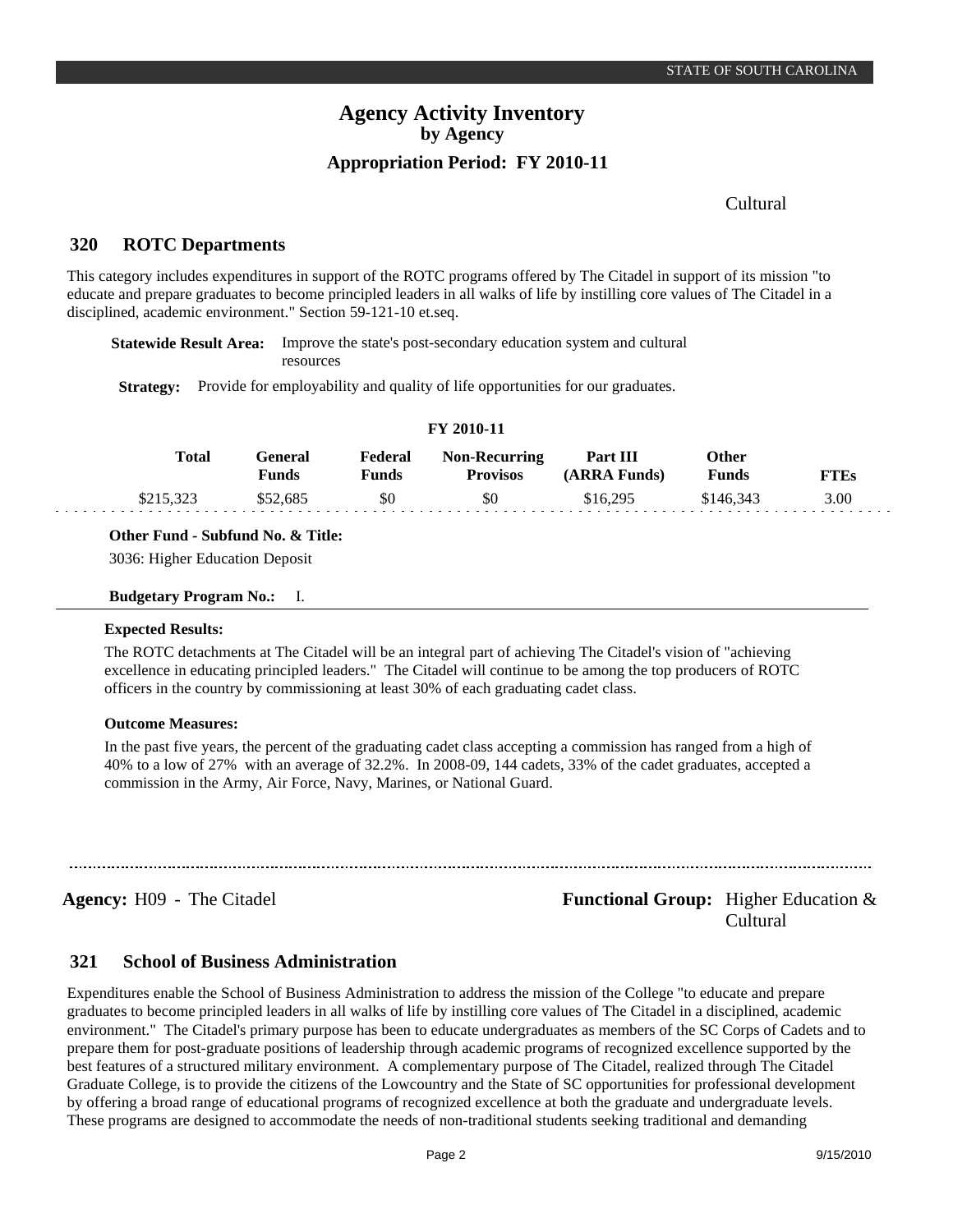Cultural

## 320 ROTC Departments

This category includes expenditures in support of the ROTC programs offered by The Citadel in support of its mission "to educate and prepare graduates to become principled leaders in all walks of life by instilling core values of The Citadel in a disciplined, academic environment." Section 59-121-10 et.seq.

**Statewide Result Area:** Improve the state's post-secondary education system and cultural resources

**Strategy:** Provide for employability and quality of life opportunities for our graduates.

**FY 2010-11**

| Total | General Funds | Federal Funds | Non-Recurring Provisos | Part III (ARRA Funds) | Other Funds | FTEs |
|---|---|---|---|---|---|---|
| $215,323 | $52,685 | $0 | $0 | $16,295 | $146,343 | 3.00 |

**Other Fund - Subfund No. & Title:**

3036: Higher Education Deposit

**Budgetary Program No.:** I.

**Expected Results:**

The ROTC detachments at The Citadel will be an integral part of achieving The Citadel's vision of "achieving excellence in educating principled leaders." The Citadel will continue to be among the top producers of ROTC officers in the country by commissioning at least 30% of each graduating cadet class.

**Outcome Measures:**

In the past five years, the percent of the graduating cadet class accepting a commission has ranged from a high of 40% to a low of 27% with an average of 32.2%. In 2008-09, 144 cadets, 33% of the cadet graduates, accepted a commission in the Army, Air Force, Navy, Marines, or National Guard.

**Agency:** H09 - The Citadel

**Functional Group:** Higher Education & Cultural

## 321 School of Business Administration

Expenditures enable the School of Business Administration to address the mission of the College "to educate and prepare graduates to become principled leaders in all walks of life by instilling core values of The Citadel in a disciplined, academic environment." The Citadel's primary purpose has been to educate undergraduates as members of the SC Corps of Cadets and to prepare them for post-graduate positions of leadership through academic programs of recognized excellence supported by the best features of a structured military environment. A complementary purpose of The Citadel, realized through The Citadel Graduate College, is to provide the citizens of the Lowcountry and the State of SC opportunities for professional development by offering a broad range of educational programs of recognized excellence at both the graduate and undergraduate levels. These programs are designed to accommodate the needs of non-traditional students seeking traditional and demanding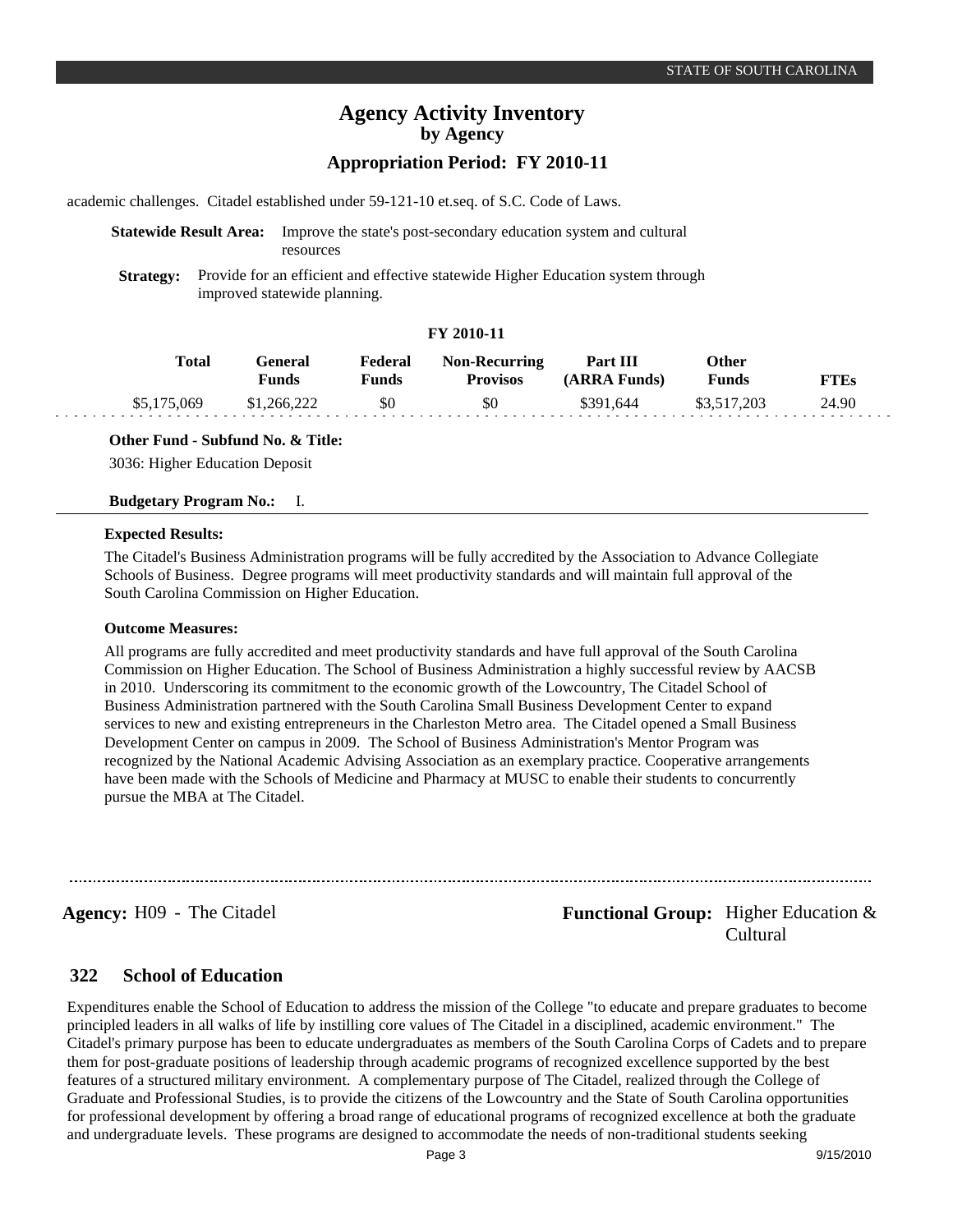academic challenges. Citadel established under 59-121-10 et.seq. of S.C. Code of Laws.

**Statewide Result Area:** Improve the state's post-secondary education system and cultural resources

**Strategy:** Provide for an efficient and effective statewide Higher Education system through improved statewide planning.

**FY 2010-11**

| Total | General Funds | Federal Funds | Non-Recurring Provisos | Part III (ARRA Funds) | Other Funds | FTEs |
|---|---|---|---|---|---|---|
| $5,175,069 | $1,266,222 | $0 | $0 | $391,644 | $3,517,203 | 24.90 |

**Other Fund - Subfund No. & Title:**

3036: Higher Education Deposit

**Budgetary Program No.:** I.

**Expected Results:**

The Citadel's Business Administration programs will be fully accredited by the Association to Advance Collegiate Schools of Business. Degree programs will meet productivity standards and will maintain full approval of the South Carolina Commission on Higher Education.

**Outcome Measures:**

All programs are fully accredited and meet productivity standards and have full approval of the South Carolina Commission on Higher Education. The School of Business Administration a highly successful review by AACSB in 2010. Underscoring its commitment to the economic growth of the Lowcountry, The Citadel School of Business Administration partnered with the South Carolina Small Business Development Center to expand services to new and existing entrepreneurs in the Charleston Metro area. The Citadel opened a Small Business Development Center on campus in 2009. The School of Business Administration's Mentor Program was recognized by the National Academic Advising Association as an exemplary practice. Cooperative arrangements have been made with the Schools of Medicine and Pharmacy at MUSC to enable their students to concurrently pursue the MBA at The Citadel.

---

**Agency:** H09 - The Citadel | **Functional Group:** Higher Education & Cultural

## 322 School of Education

Expenditures enable the School of Education to address the mission of the College "to educate and prepare graduates to become principled leaders in all walks of life by instilling core values of The Citadel in a disciplined, academic environment." The Citadel's primary purpose has been to educate undergraduates as members of the South Carolina Corps of Cadets and to prepare them for post-graduate positions of leadership through academic programs of recognized excellence supported by the best features of a structured military environment. A complementary purpose of The Citadel, realized through the College of Graduate and Professional Studies, is to provide the citizens of the Lowcountry and the State of South Carolina opportunities for professional development by offering a broad range of educational programs of recognized excellence at both the graduate and undergraduate levels. These programs are designed to accommodate the needs of non-traditional students seeking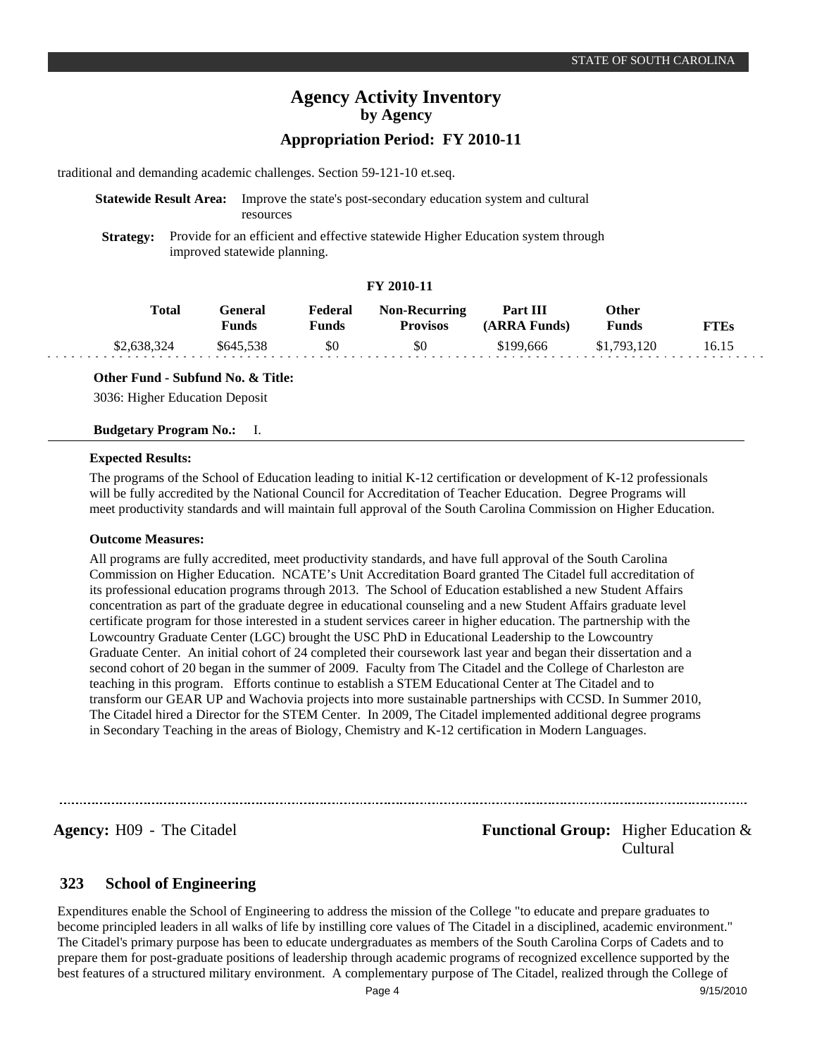traditional and demanding academic challenges. Section 59-121-10 et.seq.

**Statewide Result Area:** Improve the state's post-secondary education system and cultural resources

**Strategy:** Provide for an efficient and effective statewide Higher Education system through improved statewide planning.

**FY 2010-11**

| Total | General Funds | Federal Funds | Non-Recurring Provisos | Part III (ARRA Funds) | Other Funds | FTEs |
|---|---|---|---|---|---|---|
| $2,638,324 | $645,538 | $0 | $0 | $199,666 | $1,793,120 | 16.15 |

**Other Fund - Subfund No. & Title:**

3036: Higher Education Deposit

**Budgetary Program No.:** I.

**Expected Results:**

The programs of the School of Education leading to initial K-12 certification or development of K-12 professionals will be fully accredited by the National Council for Accreditation of Teacher Education. Degree Programs will meet productivity standards and will maintain full approval of the South Carolina Commission on Higher Education.

**Outcome Measures:**

All programs are fully accredited, meet productivity standards, and have full approval of the South Carolina Commission on Higher Education. NCATE's Unit Accreditation Board granted The Citadel full accreditation of its professional education programs through 2013. The School of Education established a new Student Affairs concentration as part of the graduate degree in educational counseling and a new Student Affairs graduate level certificate program for those interested in a student services career in higher education. The partnership with the Lowcountry Graduate Center (LGC) brought the USC PhD in Educational Leadership to the Lowcountry Graduate Center. An initial cohort of 24 completed their coursework last year and began their dissertation and a second cohort of 20 began in the summer of 2009. Faculty from The Citadel and the College of Charleston are teaching in this program. Efforts continue to establish a STEM Educational Center at The Citadel and to transform our GEAR UP and Wachovia projects into more sustainable partnerships with CCSD. In Summer 2010, The Citadel hired a Director for the STEM Center. In 2009, The Citadel implemented additional degree programs in Secondary Teaching in the areas of Biology, Chemistry and K-12 certification in Modern Languages.

**Agency:** H09 - The Citadel **Functional Group:** Higher Education & Cultural

## 323 School of Engineering

Expenditures enable the School of Engineering to address the mission of the College "to educate and prepare graduates to become principled leaders in all walks of life by instilling core values of The Citadel in a disciplined, academic environment." The Citadel's primary purpose has been to educate undergraduates as members of the South Carolina Corps of Cadets and to prepare them for post-graduate positions of leadership through academic programs of recognized excellence supported by the best features of a structured military environment. A complementary purpose of The Citadel, realized through the College of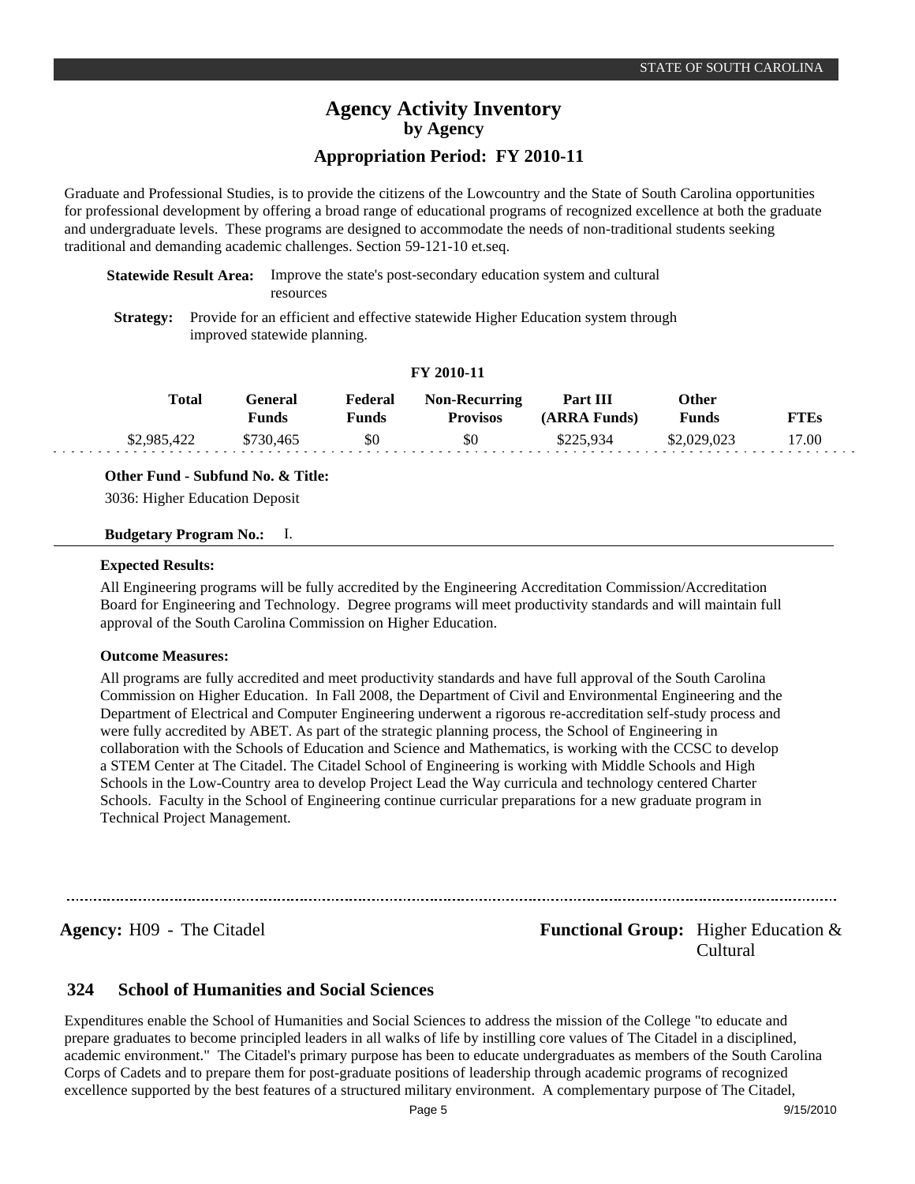# Agency Activity Inventory

**by Agency**

**Appropriation Period: FY 2010-11**

Graduate and Professional Studies, is to provide the citizens of the Lowcountry and the State of South Carolina opportunities for professional development by offering a broad range of educational programs of recognized excellence at both the graduate and undergraduate levels. These programs are designed to accommodate the needs of non-traditional students seeking traditional and demanding academic challenges. Section 59-121-10 et.seq.

**Statewide Result Area:** Improve the state's post-secondary education system and cultural resources

**Strategy:** Provide for an efficient and effective statewide Higher Education system through improved statewide planning.

**FY 2010-11**

| Total | General Funds | Federal Funds | Non-Recurring Provisos | Part III (ARRA Funds) | Other Funds | FTEs |
|---|---|---|---|---|---|---|
| $2,985,422 | $730,465 | $0 | $0 | $225,934 | $2,029,023 | 17.00 |

**Other Fund - Subfund No. & Title:**

3036: Higher Education Deposit

**Budgetary Program No.:** I.

**Expected Results:**

All Engineering programs will be fully accredited by the Engineering Accreditation Commission/Accreditation Board for Engineering and Technology. Degree programs will meet productivity standards and will maintain full approval of the South Carolina Commission on Higher Education.

**Outcome Measures:**

All programs are fully accredited and meet productivity standards and have full approval of the South Carolina Commission on Higher Education. In Fall 2008, the Department of Civil and Environmental Engineering and the Department of Electrical and Computer Engineering underwent a rigorous re-accreditation self-study process and were fully accredited by ABET. As part of the strategic planning process, the School of Engineering in collaboration with the Schools of Education and Science and Mathematics, is working with the CCSC to develop a STEM Center at The Citadel. The Citadel School of Engineering is working with Middle Schools and High Schools in the Low-Country area to develop Project Lead the Way curricula and technology centered Charter Schools. Faculty in the School of Engineering continue curricular preparations for a new graduate program in Technical Project Management.

---

**Agency:** H09 - The Citadel

**Functional Group:** Higher Education & Cultural

## 324 School of Humanities and Social Sciences

Expenditures enable the School of Humanities and Social Sciences to address the mission of the College "to educate and prepare graduates to become principled leaders in all walks of life by instilling core values of The Citadel in a disciplined, academic environment." The Citadel's primary purpose has been to educate undergraduates as members of the South Carolina Corps of Cadets and to prepare them for post-graduate positions of leadership through academic programs of recognized excellence supported by the best features of a structured military environment. A complementary purpose of The Citadel,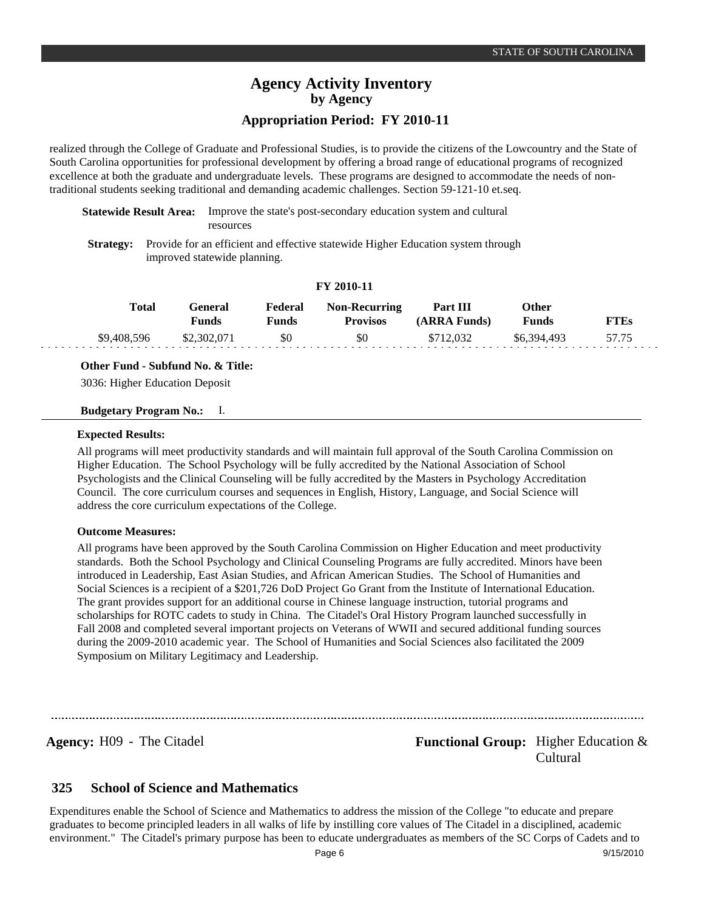realized through the College of Graduate and Professional Studies, is to provide the citizens of the Lowcountry and the State of South Carolina opportunities for professional development by offering a broad range of educational programs of recognized excellence at both the graduate and undergraduate levels. These programs are designed to accommodate the needs of non-traditional students seeking traditional and demanding academic challenges. Section 59-121-10 et.seq.

**Statewide Result Area:** Improve the state's post-secondary education system and cultural resources

**Strategy:** Provide for an efficient and effective statewide Higher Education system through improved statewide planning.

**FY 2010-11**

| Total | General Funds | Federal Funds | Non-Recurring Provisos | Part III (ARRA Funds) | Other Funds | FTEs |
|---|---|---|---|---|---|---|
| $9,408,596 | $2,302,071 | $0 | $0 | $712,032 | $6,394,493 | 57.75 |

**Other Fund - Subfund No. & Title:**

3036: Higher Education Deposit

**Budgetary Program No.:** I.

**Expected Results:**

All programs will meet productivity standards and will maintain full approval of the South Carolina Commission on Higher Education. The School Psychology will be fully accredited by the National Association of School Psychologists and the Clinical Counseling will be fully accredited by the Masters in Psychology Accreditation Council. The core curriculum courses and sequences in English, History, Language, and Social Science will address the core curriculum expectations of the College.

**Outcome Measures:**

All programs have been approved by the South Carolina Commission on Higher Education and meet productivity standards. Both the School Psychology and Clinical Counseling Programs are fully accredited. Minors have been introduced in Leadership, East Asian Studies, and African American Studies. The School of Humanities and Social Sciences is a recipient of a $201,726 DoD Project Go Grant from the Institute of International Education. The grant provides support for an additional course in Chinese language instruction, tutorial programs and scholarships for ROTC cadets to study in China. The Citadel's Oral History Program launched successfully in Fall 2008 and completed several important projects on Veterans of WWII and secured additional funding sources during the 2009-2010 academic year. The School of Humanities and Social Sciences also facilitated the 2009 Symposium on Military Legitimacy and Leadership.

---

**Agency:** H09 - The Citadel

**Functional Group:** Higher Education & Cultural

## 325 School of Science and Mathematics

Expenditures enable the School of Science and Mathematics to address the mission of the College "to educate and prepare graduates to become principled leaders in all walks of life by instilling core values of The Citadel in a disciplined, academic environment." The Citadel's primary purpose has been to educate undergraduates as members of the SC Corps of Cadets and to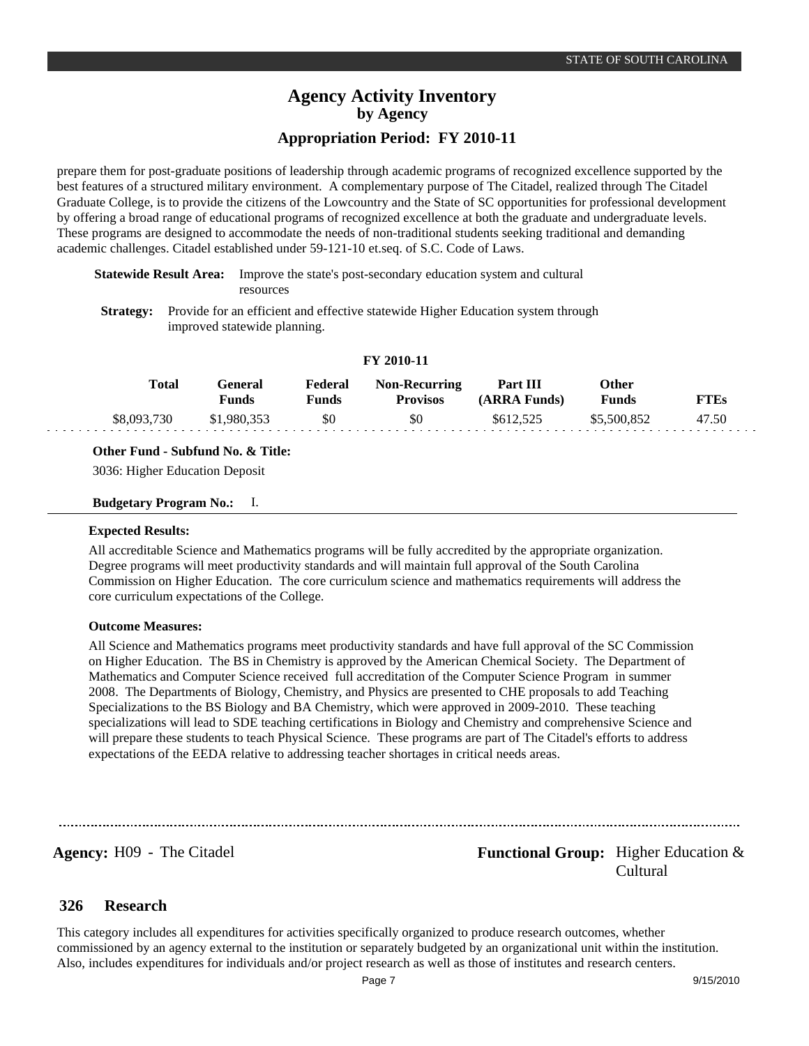prepare them for post-graduate positions of leadership through academic programs of recognized excellence supported by the best features of a structured military environment. A complementary purpose of The Citadel, realized through The Citadel Graduate College, is to provide the citizens of the Lowcountry and the State of SC opportunities for professional development by offering a broad range of educational programs of recognized excellence at both the graduate and undergraduate levels. These programs are designed to accommodate the needs of non-traditional students seeking traditional and demanding academic challenges. Citadel established under 59-121-10 et.seq. of S.C. Code of Laws.

**Statewide Result Area:** Improve the state's post-secondary education system and cultural resources

**Strategy:** Provide for an efficient and effective statewide Higher Education system through improved statewide planning.

**FY 2010-11**

| Total | General Funds | Federal Funds | Non-Recurring Provisos | Part III (ARRA Funds) | Other Funds | FTEs |
|---|---|---|---|---|---|---|
| $8,093,730 | $1,980,353 | $0 | $0 | $612,525 | $5,500,852 | 47.50 |

**Other Fund - Subfund No. & Title:**

3036: Higher Education Deposit

**Budgetary Program No.:** I.

**Expected Results:**

All accreditable Science and Mathematics programs will be fully accredited by the appropriate organization. Degree programs will meet productivity standards and will maintain full approval of the South Carolina Commission on Higher Education. The core curriculum science and mathematics requirements will address the core curriculum expectations of the College.

**Outcome Measures:**

All Science and Mathematics programs meet productivity standards and have full approval of the SC Commission on Higher Education. The BS in Chemistry is approved by the American Chemical Society. The Department of Mathematics and Computer Science received full accreditation of the Computer Science Program in summer 2008. The Departments of Biology, Chemistry, and Physics are presented to CHE proposals to add Teaching Specializations to the BS Biology and BA Chemistry, which were approved in 2009-2010. These teaching specializations will lead to SDE teaching certifications in Biology and Chemistry and comprehensive Science and will prepare these students to teach Physical Science. These programs are part of The Citadel's efforts to address expectations of the EEDA relative to addressing teacher shortages in critical needs areas.

**Agency:** H09 - The Citadel

**Functional Group:** Higher Education & Cultural

## 326 Research

This category includes all expenditures for activities specifically organized to produce research outcomes, whether commissioned by an agency external to the institution or separately budgeted by an organizational unit within the institution. Also, includes expenditures for individuals and/or project research as well as those of institutes and research centers.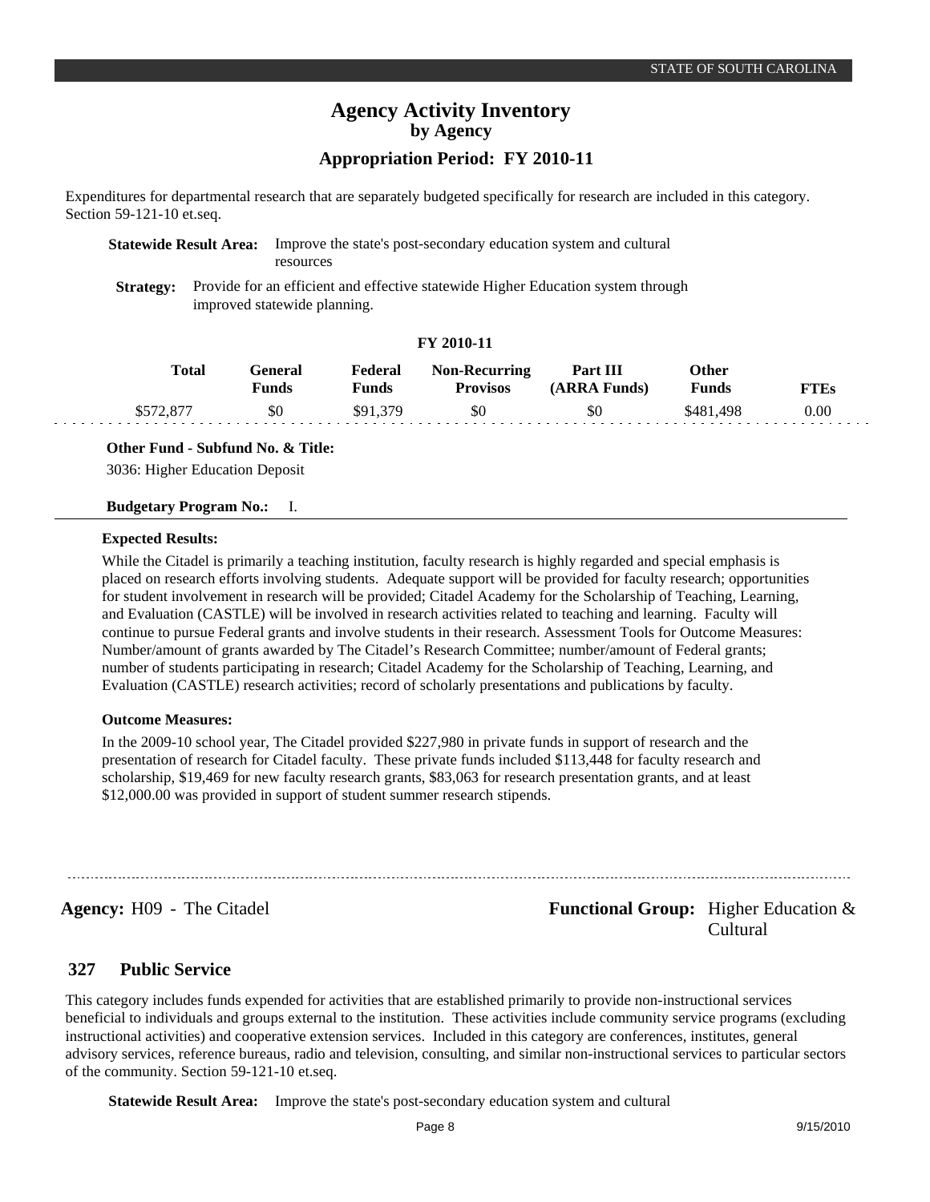Expenditures for departmental research that are separately budgeted specifically for research are included in this category. Section 59-121-10 et.seq.

**Statewide Result Area:** Improve the state's post-secondary education system and cultural resources

**Strategy:** Provide for an efficient and effective statewide Higher Education system through improved statewide planning.

**FY 2010-11**

| Total | General Funds | Federal Funds | Non-Recurring Provisos | Part III (ARRA Funds) | Other Funds | FTEs |
|---|---|---|---|---|---|---|
| $572,877 | $0 | $91,379 | $0 | $0 | $481,498 | 0.00 |

**Other Fund - Subfund No. & Title:**

3036: Higher Education Deposit

**Budgetary Program No.:** I.

**Expected Results:**

While the Citadel is primarily a teaching institution, faculty research is highly regarded and special emphasis is placed on research efforts involving students. Adequate support will be provided for faculty research; opportunities for student involvement in research will be provided; Citadel Academy for the Scholarship of Teaching, Learning, and Evaluation (CASTLE) will be involved in research activities related to teaching and learning. Faculty will continue to pursue Federal grants and involve students in their research. Assessment Tools for Outcome Measures: Number/amount of grants awarded by The Citadel's Research Committee; number/amount of Federal grants; number of students participating in research; Citadel Academy for the Scholarship of Teaching, Learning, and Evaluation (CASTLE) research activities; record of scholarly presentations and publications by faculty.

**Outcome Measures:**

In the 2009-10 school year, The Citadel provided $227,980 in private funds in support of research and the presentation of research for Citadel faculty. These private funds included $113,448 for faculty research and scholarship, $19,469 for new faculty research grants, $83,063 for research presentation grants, and at least $12,000.00 was provided in support of student summer research stipends.

**Agency:** H09 - The Citadel

**Functional Group:** Higher Education & Cultural

## 327 Public Service

This category includes funds expended for activities that are established primarily to provide non-instructional services beneficial to individuals and groups external to the institution. These activities include community service programs (excluding instructional activities) and cooperative extension services. Included in this category are conferences, institutes, general advisory services, reference bureaus, radio and television, consulting, and similar non-instructional services to particular sectors of the community. Section 59-121-10 et.seq.

**Statewide Result Area:** Improve the state's post-secondary education system and cultural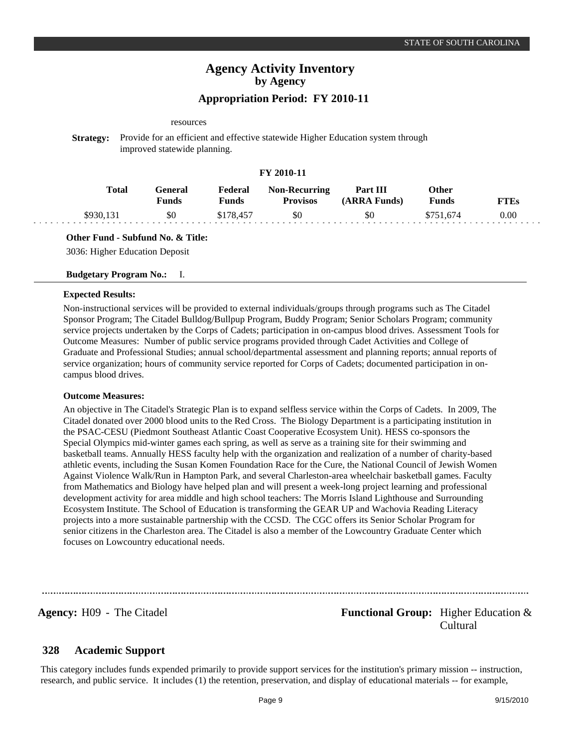resources

**Strategy:** Provide for an efficient and effective statewide Higher Education system through improved statewide planning.

**FY 2010-11**

| Total | General Funds | Federal Funds | Non-Recurring Provisos | Part III (ARRA Funds) | Other Funds | FTEs |
|---|---|---|---|---|---|---|
| $930,131 | $0 | $178,457 | $0 | $0 | $751,674 | 0.00 |

**Other Fund - Subfund No. & Title:**

3036: Higher Education Deposit

**Budgetary Program No.:** I.

**Expected Results:**

Non-instructional services will be provided to external individuals/groups through programs such as The Citadel Sponsor Program; The Citadel Bulldog/Bullpup Program, Buddy Program; Senior Scholars Program; community service projects undertaken by the Corps of Cadets; participation in on-campus blood drives. Assessment Tools for Outcome Measures: Number of public service programs provided through Cadet Activities and College of Graduate and Professional Studies; annual school/departmental assessment and planning reports; annual reports of service organization; hours of community service reported for Corps of Cadets; documented participation in on-campus blood drives.

**Outcome Measures:**

An objective in The Citadel's Strategic Plan is to expand selfless service within the Corps of Cadets. In 2009, The Citadel donated over 2000 blood units to the Red Cross. The Biology Department is a participating institution in the PSAC-CESU (Piedmont Southeast Atlantic Coast Cooperative Ecosystem Unit). HESS co-sponsors the Special Olympics mid-winter games each spring, as well as serve as a training site for their swimming and basketball teams. Annually HESS faculty help with the organization and realization of a number of charity-based athletic events, including the Susan Komen Foundation Race for the Cure, the National Council of Jewish Women Against Violence Walk/Run in Hampton Park, and several Charleston-area wheelchair basketball games. Faculty from Mathematics and Biology have helped plan and will present a week-long project learning and professional development activity for area middle and high school teachers: The Morris Island Lighthouse and Surrounding Ecosystem Institute. The School of Education is transforming the GEAR UP and Wachovia Reading Literacy projects into a more sustainable partnership with the CCSD. The CGC offers its Senior Scholar Program for senior citizens in the Charleston area. The Citadel is also a member of the Lowcountry Graduate Center which focuses on Lowcountry educational needs.

---

**Agency:** H09 - The Citadel

**Functional Group:** Higher Education & Cultural

## 328 Academic Support

This category includes funds expended primarily to provide support services for the institution's primary mission -- instruction, research, and public service. It includes (1) the retention, preservation, and display of educational materials -- for example,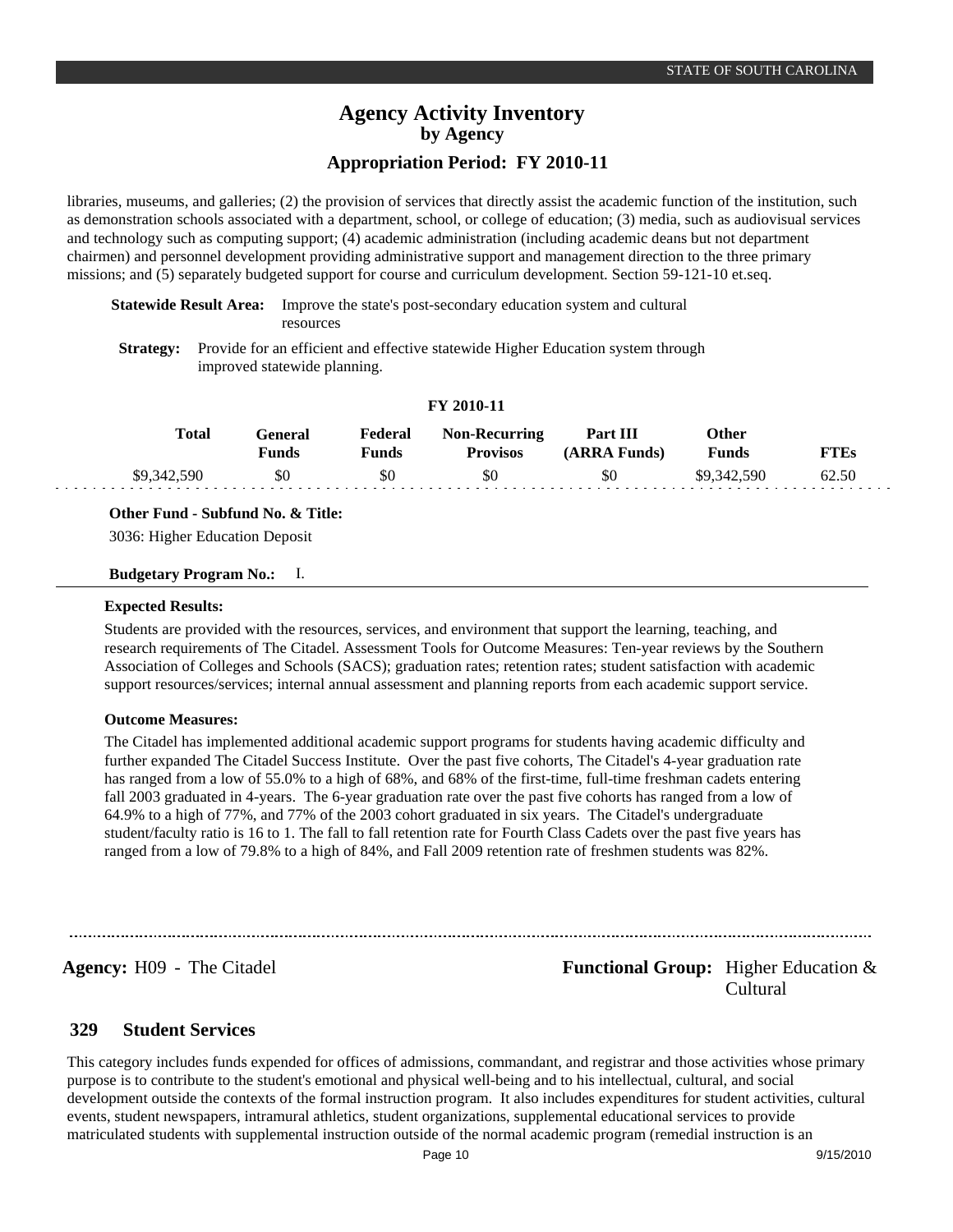libraries, museums, and galleries; (2) the provision of services that directly assist the academic function of the institution, such as demonstration schools associated with a department, school, or college of education; (3) media, such as audiovisual services and technology such as computing support; (4) academic administration (including academic deans but not department chairmen) and personnel development providing administrative support and management direction to the three primary missions; and (5) separately budgeted support for course and curriculum development. Section 59-121-10 et.seq.

**Statewide Result Area:** Improve the state's post-secondary education system and cultural resources

**Strategy:** Provide for an efficient and effective statewide Higher Education system through improved statewide planning.

**FY 2010-11**

| Total | General Funds | Federal Funds | Non-Recurring Provisos | Part III (ARRA Funds) | Other Funds | FTEs |
|---|---|---|---|---|---|---|
| $9,342,590 | $0 | $0 | $0 | $0 | $9,342,590 | 62.50 |

**Other Fund - Subfund No. & Title:**

3036: Higher Education Deposit

**Budgetary Program No.:** I.

**Expected Results:**

Students are provided with the resources, services, and environment that support the learning, teaching, and research requirements of The Citadel. Assessment Tools for Outcome Measures: Ten-year reviews by the Southern Association of Colleges and Schools (SACS); graduation rates; retention rates; student satisfaction with academic support resources/services; internal annual assessment and planning reports from each academic support service.

**Outcome Measures:**

The Citadel has implemented additional academic support programs for students having academic difficulty and further expanded The Citadel Success Institute. Over the past five cohorts, The Citadel's 4-year graduation rate has ranged from a low of 55.0% to a high of 68%, and 68% of the first-time, full-time freshman cadets entering fall 2003 graduated in 4-years. The 6-year graduation rate over the past five cohorts has ranged from a low of 64.9% to a high of 77%, and 77% of the 2003 cohort graduated in six years. The Citadel's undergraduate student/faculty ratio is 16 to 1. The fall to fall retention rate for Fourth Class Cadets over the past five years has ranged from a low of 79.8% to a high of 84%, and Fall 2009 retention rate of freshmen students was 82%.

**Agency:** H09 - The Citadel **Functional Group:** Higher Education & Cultural

## 329 Student Services

This category includes funds expended for offices of admissions, commandant, and registrar and those activities whose primary purpose is to contribute to the student's emotional and physical well-being and to his intellectual, cultural, and social development outside the contexts of the formal instruction program. It also includes expenditures for student activities, cultural events, student newspapers, intramural athletics, student organizations, supplemental educational services to provide matriculated students with supplemental instruction outside of the normal academic program (remedial instruction is an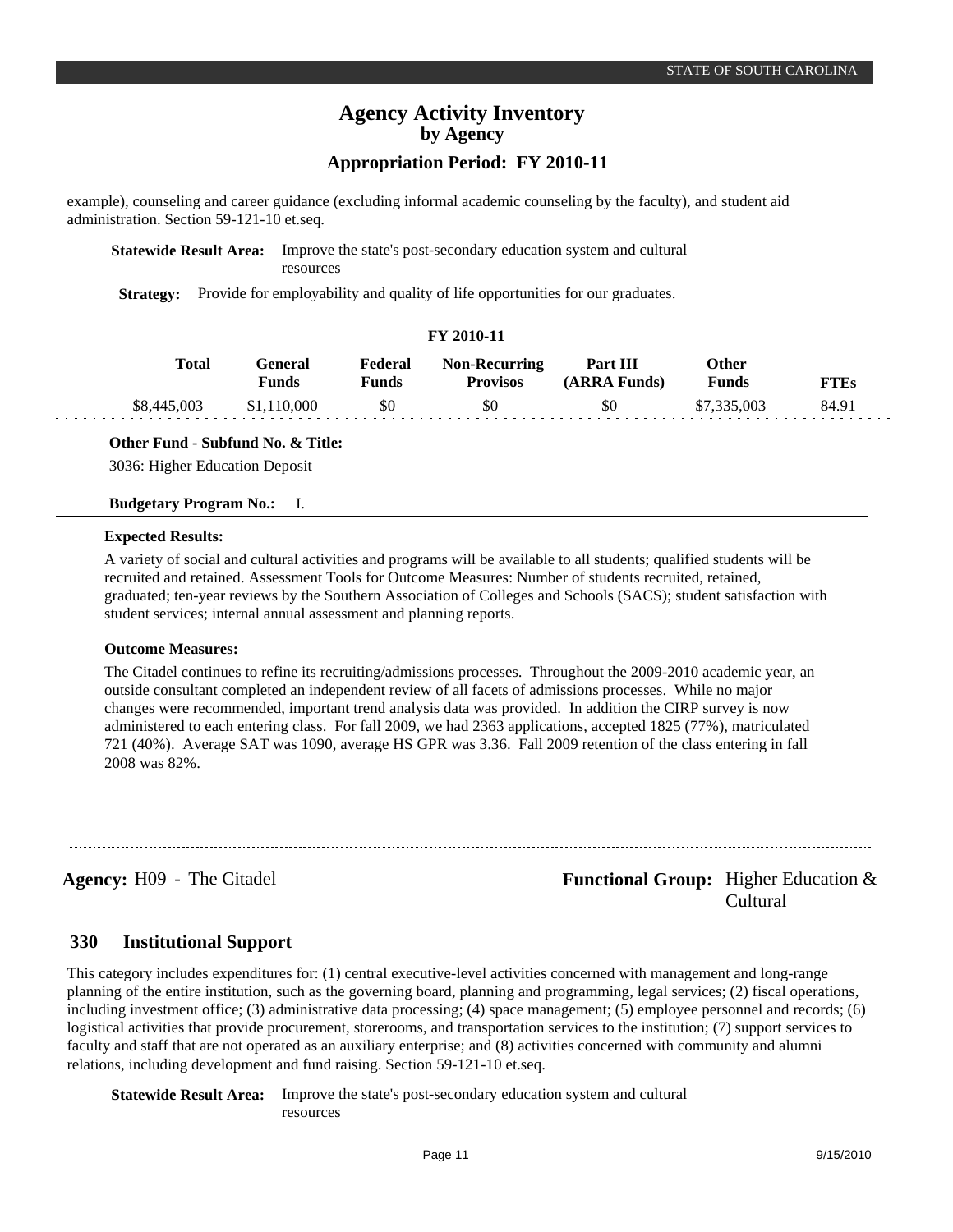example), counseling and career guidance (excluding informal academic counseling by the faculty), and student aid administration. Section 59-121-10 et.seq.

**Statewide Result Area:** Improve the state's post-secondary education system and cultural resources

**Strategy:** Provide for employability and quality of life opportunities for our graduates.

**FY 2010-11**

| Total | General Funds | Federal Funds | Non-Recurring Provisos | Part III (ARRA Funds) | Other Funds | FTEs |
|---|---|---|---|---|---|---|
| $8,445,003 | $1,110,000 | $0 | $0 | $0 | $7,335,003 | 84.91 |

**Other Fund - Subfund No. & Title:**

3036: Higher Education Deposit

**Budgetary Program No.:** I.

**Expected Results:**

A variety of social and cultural activities and programs will be available to all students; qualified students will be recruited and retained. Assessment Tools for Outcome Measures: Number of students recruited, retained, graduated; ten-year reviews by the Southern Association of Colleges and Schools (SACS); student satisfaction with student services; internal annual assessment and planning reports.

**Outcome Measures:**

The Citadel continues to refine its recruiting/admissions processes. Throughout the 2009-2010 academic year, an outside consultant completed an independent review of all facets of admissions processes. While no major changes were recommended, important trend analysis data was provided. In addition the CIRP survey is now administered to each entering class. For fall 2009, we had 2363 applications, accepted 1825 (77%), matriculated 721 (40%). Average SAT was 1090, average HS GPR was 3.36. Fall 2009 retention of the class entering in fall 2008 was 82%.

---

**Agency:** H09 - The Citadel

**Functional Group:** Higher Education & Cultural

## 330 Institutional Support

This category includes expenditures for: (1) central executive-level activities concerned with management and long-range planning of the entire institution, such as the governing board, planning and programming, legal services; (2) fiscal operations, including investment office; (3) administrative data processing; (4) space management; (5) employee personnel and records; (6) logistical activities that provide procurement, storerooms, and transportation services to the institution; (7) support services to faculty and staff that are not operated as an auxiliary enterprise; and (8) activities concerned with community and alumni relations, including development and fund raising. Section 59-121-10 et.seq.

**Statewide Result Area:** Improve the state's post-secondary education system and cultural resources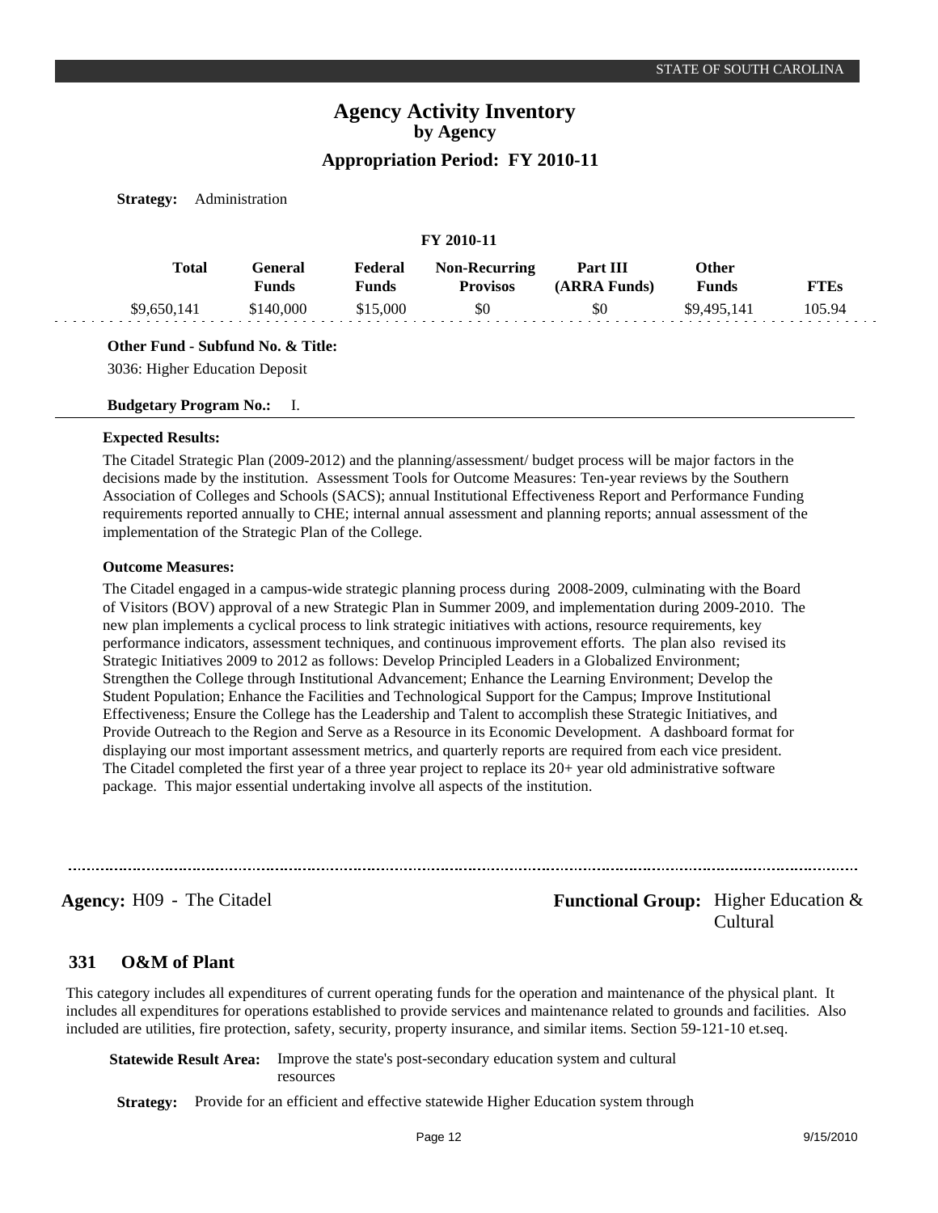**Strategy:** Administration

**FY 2010-11**

| Total | General Funds | Federal Funds | Non-Recurring Provisos | Part III (ARRA Funds) | Other Funds | FTEs |
|---|---|---|---|---|---|---|
| $9,650,141 | $140,000 | $15,000 | $0 | $0 | $9,495,141 | 105.94 |

**Other Fund - Subfund No. & Title:**

3036: Higher Education Deposit

**Budgetary Program No.:** I.

**Expected Results:**

The Citadel Strategic Plan (2009-2012) and the planning/assessment/ budget process will be major factors in the decisions made by the institution. Assessment Tools for Outcome Measures: Ten-year reviews by the Southern Association of Colleges and Schools (SACS); annual Institutional Effectiveness Report and Performance Funding requirements reported annually to CHE; internal annual assessment and planning reports; annual assessment of the implementation of the Strategic Plan of the College.

**Outcome Measures:**

The Citadel engaged in a campus-wide strategic planning process during 2008-2009, culminating with the Board of Visitors (BOV) approval of a new Strategic Plan in Summer 2009, and implementation during 2009-2010. The new plan implements a cyclical process to link strategic initiatives with actions, resource requirements, key performance indicators, assessment techniques, and continuous improvement efforts. The plan also revised its Strategic Initiatives 2009 to 2012 as follows: Develop Principled Leaders in a Globalized Environment; Strengthen the College through Institutional Advancement; Enhance the Learning Environment; Develop the Student Population; Enhance the Facilities and Technological Support for the Campus; Improve Institutional Effectiveness; Ensure the College has the Leadership and Talent to accomplish these Strategic Initiatives, and Provide Outreach to the Region and Serve as a Resource in its Economic Development. A dashboard format for displaying our most important assessment metrics, and quarterly reports are required from each vice president. The Citadel completed the first year of a three year project to replace its 20+ year old administrative software package. This major essential undertaking involve all aspects of the institution.

---

**Agency:** H09 - The Citadel | **Functional Group:** Higher Education & Cultural

## 331 O&M of Plant

This category includes all expenditures of current operating funds for the operation and maintenance of the physical plant. It includes all expenditures for operations established to provide services and maintenance related to grounds and facilities. Also included are utilities, fire protection, safety, security, property insurance, and similar items. Section 59-121-10 et.seq.

**Statewide Result Area:** Improve the state's post-secondary education system and cultural resources

**Strategy:** Provide for an efficient and effective statewide Higher Education system through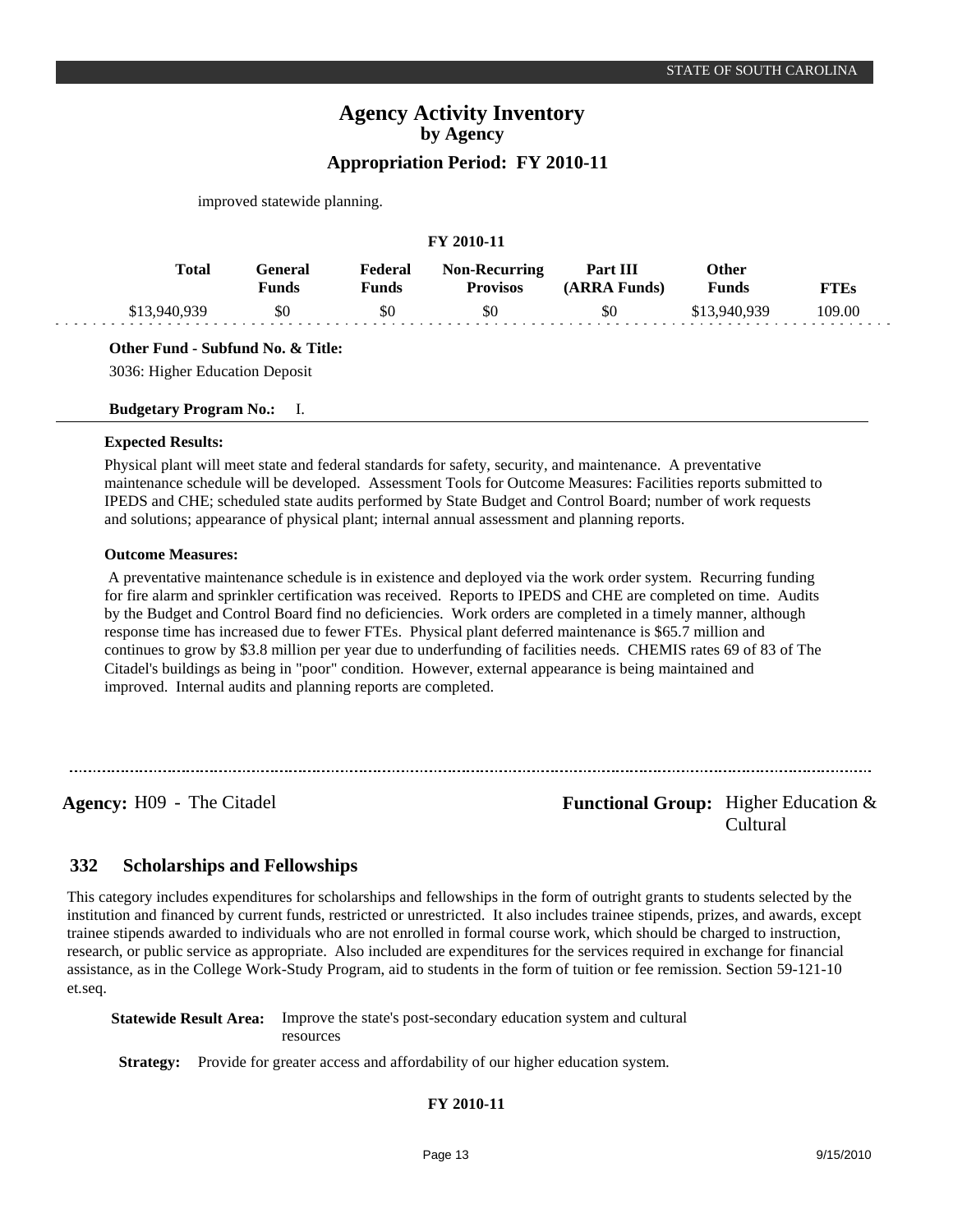improved statewide planning.

**FY 2010-11**

| Total | General Funds | Federal Funds | Non-Recurring Provisos | Part III (ARRA Funds) | Other Funds | FTEs |
|---|---|---|---|---|---|---|
| $13,940,939 | $0 | $0 | $0 | $0 | $13,940,939 | 109.00 |

**Other Fund - Subfund No. & Title:**

3036: Higher Education Deposit

**Budgetary Program No.:** I.

**Expected Results:**

Physical plant will meet state and federal standards for safety, security, and maintenance. A preventative maintenance schedule will be developed. Assessment Tools for Outcome Measures: Facilities reports submitted to IPEDS and CHE; scheduled state audits performed by State Budget and Control Board; number of work requests and solutions; appearance of physical plant; internal annual assessment and planning reports.

**Outcome Measures:**

A preventative maintenance schedule is in existence and deployed via the work order system. Recurring funding for fire alarm and sprinkler certification was received. Reports to IPEDS and CHE are completed on time. Audits by the Budget and Control Board find no deficiencies. Work orders are completed in a timely manner, although response time has increased due to fewer FTEs. Physical plant deferred maintenance is $65.7 million and continues to grow by $3.8 million per year due to underfunding of facilities needs. CHEMIS rates 69 of 83 of The Citadel's buildings as being in "poor" condition. However, external appearance is being maintained and improved. Internal audits and planning reports are completed.

---

**Agency:** H09 - The Citadel

**Functional Group:** Higher Education & Cultural

## 332 Scholarships and Fellowships

This category includes expenditures for scholarships and fellowships in the form of outright grants to students selected by the institution and financed by current funds, restricted or unrestricted. It also includes trainee stipends, prizes, and awards, except trainee stipends awarded to individuals who are not enrolled in formal course work, which should be charged to instruction, research, or public service as appropriate. Also included are expenditures for the services required in exchange for financial assistance, as in the College Work-Study Program, aid to students in the form of tuition or fee remission. Section 59-121-10 et.seq.

**Statewide Result Area:** Improve the state's post-secondary education system and cultural resources

**Strategy:** Provide for greater access and affordability of our higher education system.

**FY 2010-11**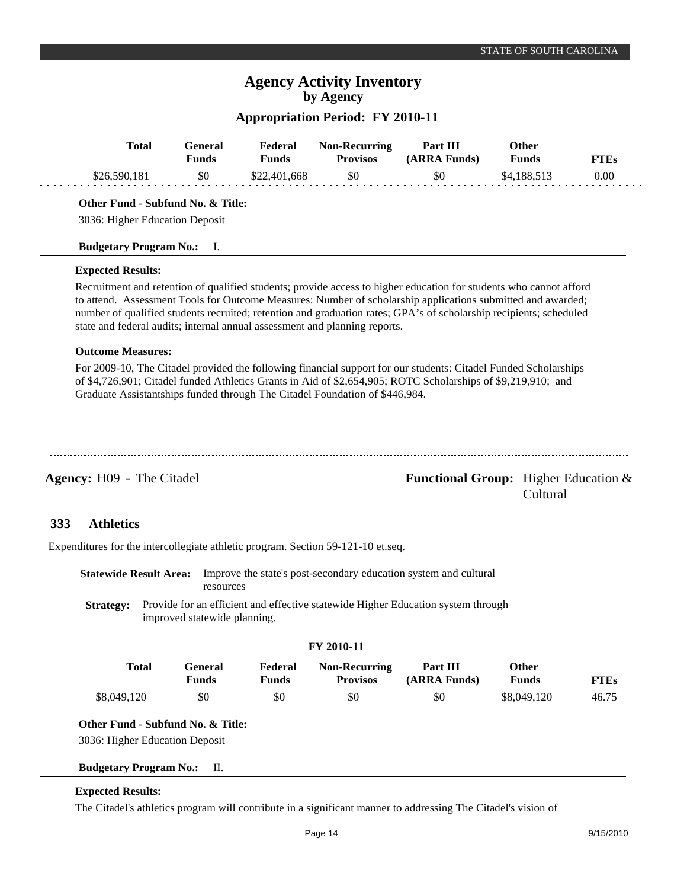# Agency Activity Inventory
## by Agency
### Appropriation Period: FY 2010-11

| Total | General Funds | Federal Funds | Non-Recurring Provisos | Part III (ARRA Funds) | Other Funds | FTEs |
|---|---|---|---|---|---|---|
| $26,590,181 | $0 | $22,401,668 | $0 | $0 | $4,188,513 | 0.00 |

**Other Fund - Subfund No. & Title:**
3036: Higher Education Deposit

**Budgetary Program No.:** I.

**Expected Results:**

Recruitment and retention of qualified students; provide access to higher education for students who cannot afford to attend. Assessment Tools for Outcome Measures: Number of scholarship applications submitted and awarded; number of qualified students recruited; retention and graduation rates; GPA's of scholarship recipients; scheduled state and federal audits; internal annual assessment and planning reports.

**Outcome Measures:**

For 2009-10, The Citadel provided the following financial support for our students: Citadel Funded Scholarships of $4,726,901; Citadel funded Athletics Grants in Aid of $2,654,905; ROTC Scholarships of $9,219,910; and Graduate Assistantships funded through The Citadel Foundation of $446,984.

---

**Agency:** H09 - The Citadel

**Functional Group:** Higher Education & Cultural

## 333 Athletics

Expenditures for the intercollegiate athletic program. Section 59-121-10 et.seq.

**Statewide Result Area:** Improve the state's post-secondary education system and cultural resources

**Strategy:** Provide for an efficient and effective statewide Higher Education system through improved statewide planning.

**FY 2010-11**

| Total | General Funds | Federal Funds | Non-Recurring Provisos | Part III (ARRA Funds) | Other Funds | FTEs |
|---|---|---|---|---|---|---|
| $8,049,120 | $0 | $0 | $0 | $0 | $8,049,120 | 46.75 |

**Other Fund - Subfund No. & Title:**
3036: Higher Education Deposit

**Budgetary Program No.:** II.

**Expected Results:**

The Citadel's athletics program will contribute in a significant manner to addressing The Citadel's vision of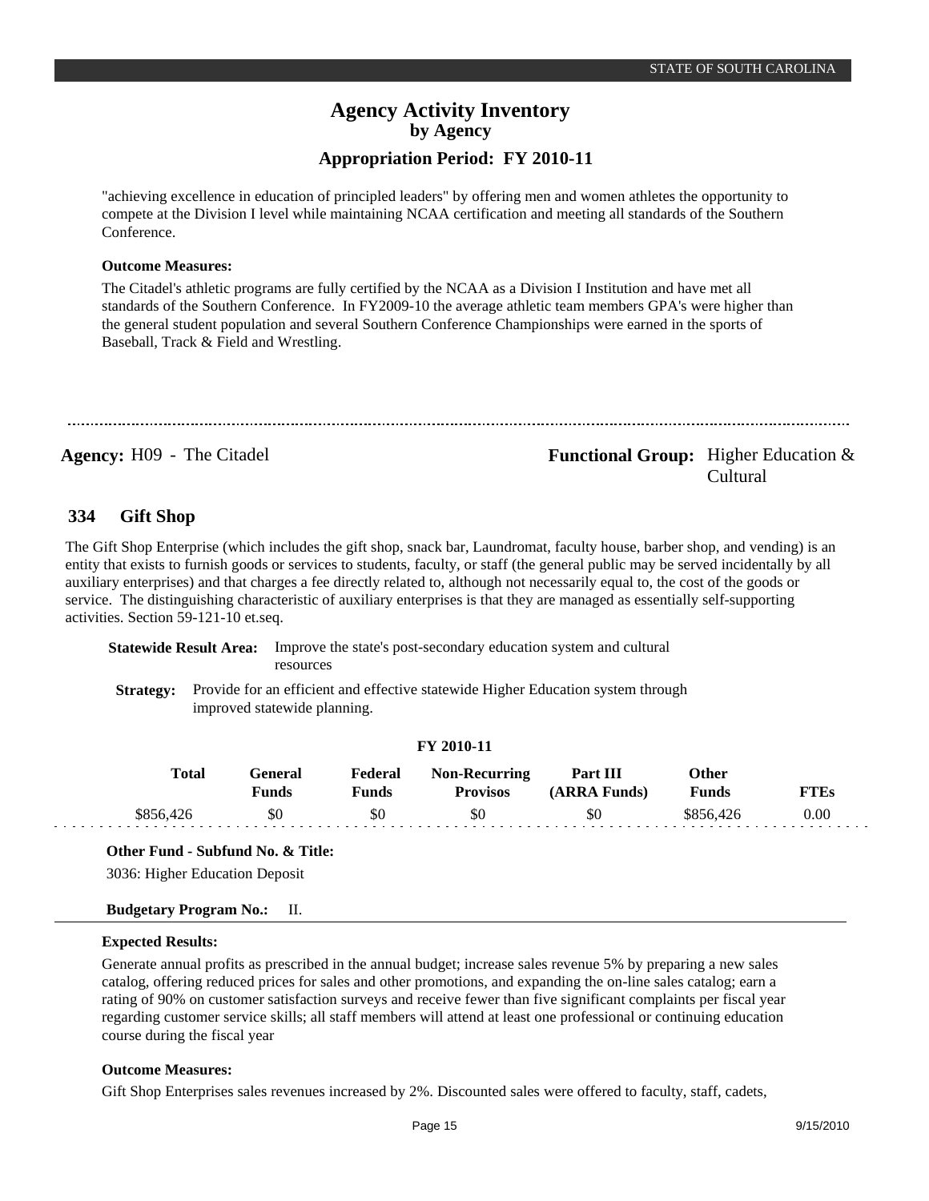"achieving excellence in education of principled leaders" by offering men and women athletes the opportunity to compete at the Division I level while maintaining NCAA certification and meeting all standards of the Southern Conference.

**Outcome Measures:**

The Citadel's athletic programs are fully certified by the NCAA as a Division I Institution and have met all standards of the Southern Conference. In FY2009-10 the average athletic team members GPA's were higher than the general student population and several Southern Conference Championships were earned in the sports of Baseball, Track & Field and Wrestling.

---

**Agency:** H09 - The Citadel

**Functional Group:** Higher Education & Cultural

## 334 Gift Shop

The Gift Shop Enterprise (which includes the gift shop, snack bar, Laundromat, faculty house, barber shop, and vending) is an entity that exists to furnish goods or services to students, faculty, or staff (the general public may be served incidentally by all auxiliary enterprises) and that charges a fee directly related to, although not necessarily equal to, the cost of the goods or service. The distinguishing characteristic of auxiliary enterprises is that they are managed as essentially self-supporting activities. Section 59-121-10 et.seq.

**Statewide Result Area:** Improve the state's post-secondary education system and cultural resources

**Strategy:** Provide for an efficient and effective statewide Higher Education system through improved statewide planning.

**FY 2010-11**

| Total | General Funds | Federal Funds | Non-Recurring Provisos | Part III (ARRA Funds) | Other Funds | FTEs |
|---|---|---|---|---|---|---|
| $856,426 | $0 | $0 | $0 | $0 | $856,426 | 0.00 |

**Other Fund - Subfund No. & Title:**

3036: Higher Education Deposit

**Budgetary Program No.:** II.

**Expected Results:**

Generate annual profits as prescribed in the annual budget; increase sales revenue 5% by preparing a new sales catalog, offering reduced prices for sales and other promotions, and expanding the on-line sales catalog; earn a rating of 90% on customer satisfaction surveys and receive fewer than five significant complaints per fiscal year regarding customer service skills; all staff members will attend at least one professional or continuing education course during the fiscal year

**Outcome Measures:**

Gift Shop Enterprises sales revenues increased by 2%. Discounted sales were offered to faculty, staff, cadets,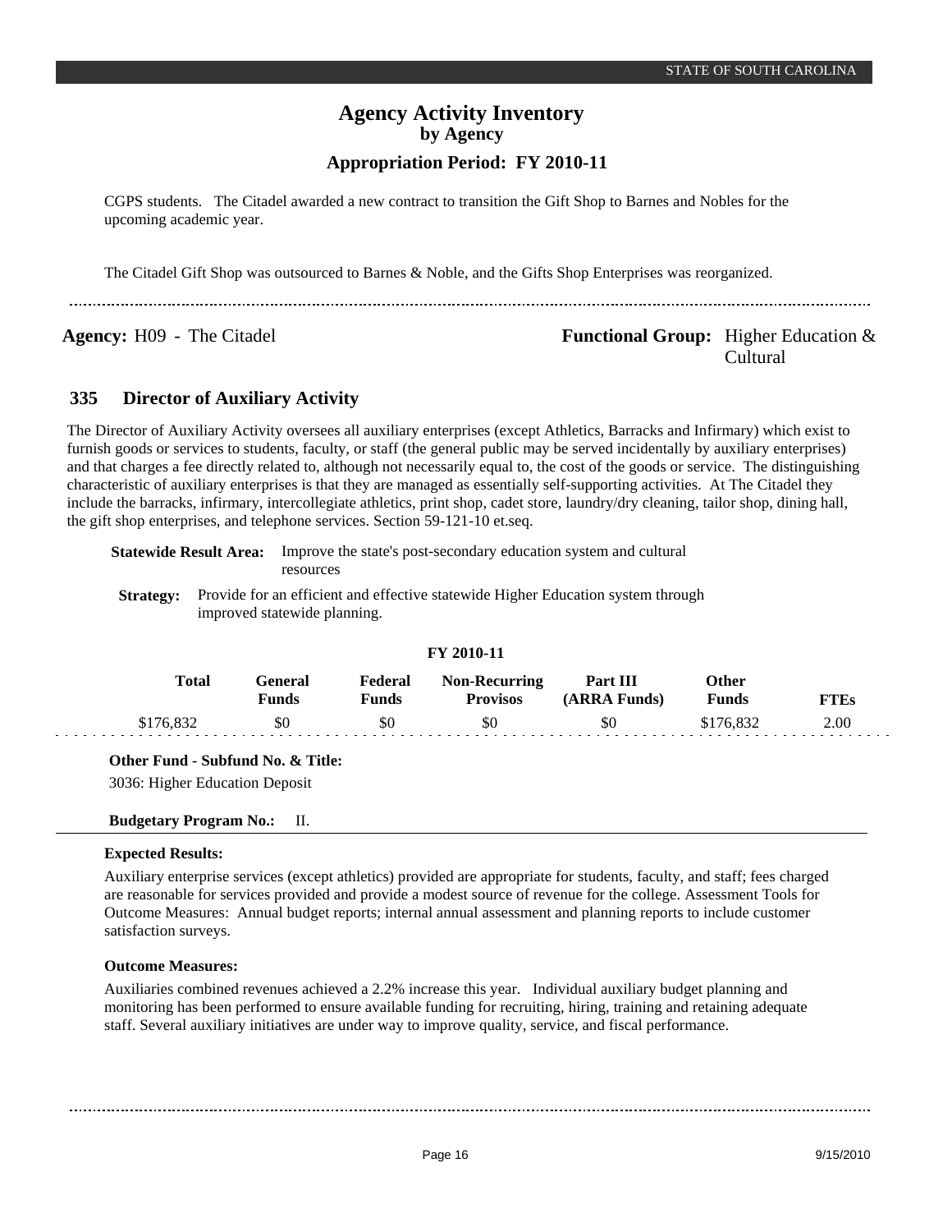CGPS students. The Citadel awarded a new contract to transition the Gift Shop to Barnes and Nobles for the upcoming academic year.

The Citadel Gift Shop was outsourced to Barnes & Noble, and the Gifts Shop Enterprises was reorganized.

---

**Agency:** H09 - The Citadel **Functional Group:** Higher Education & Cultural

## 335 Director of Auxiliary Activity

The Director of Auxiliary Activity oversees all auxiliary enterprises (except Athletics, Barracks and Infirmary) which exist to furnish goods or services to students, faculty, or staff (the general public may be served incidentally by auxiliary enterprises) and that charges a fee directly related to, although not necessarily equal to, the cost of the goods or service. The distinguishing characteristic of auxiliary enterprises is that they are managed as essentially self-supporting activities. At The Citadel they include the barracks, infirmary, intercollegiate athletics, print shop, cadet store, laundry/dry cleaning, tailor shop, dining hall, the gift shop enterprises, and telephone services. Section 59-121-10 et.seq.

**Statewide Result Area:** Improve the state's post-secondary education system and cultural resources

**Strategy:** Provide for an efficient and effective statewide Higher Education system through improved statewide planning.

**FY 2010-11**

| Total | General Funds | Federal Funds | Non-Recurring Provisos | Part III (ARRA Funds) | Other Funds | FTEs |
|---|---|---|---|---|---|---|
| $176,832 | $0 | $0 | $0 | $0 | $176,832 | 2.00 |

**Other Fund - Subfund No. & Title:**

3036: Higher Education Deposit

**Budgetary Program No.:** II.

**Expected Results:**

Auxiliary enterprise services (except athletics) provided are appropriate for students, faculty, and staff; fees charged are reasonable for services provided and provide a modest source of revenue for the college. Assessment Tools for Outcome Measures: Annual budget reports; internal annual assessment and planning reports to include customer satisfaction surveys.

**Outcome Measures:**

Auxiliaries combined revenues achieved a 2.2% increase this year. Individual auxiliary budget planning and monitoring has been performed to ensure available funding for recruiting, hiring, training and retaining adequate staff. Several auxiliary initiatives are under way to improve quality, service, and fiscal performance.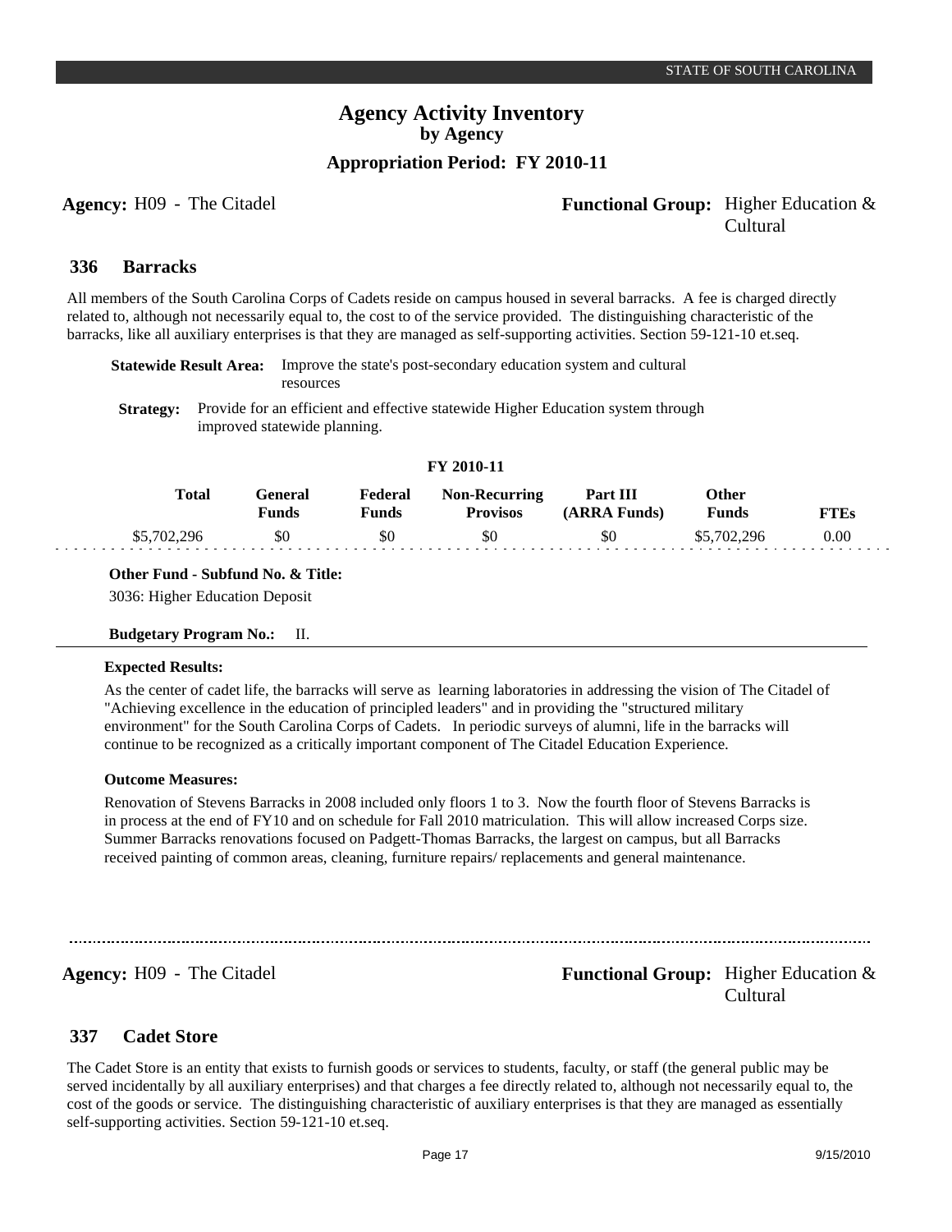# Agency Activity Inventory
## by Agency
### Appropriation Period: FY 2010-11

**Agency:** H09 - The Citadel

**Functional Group:** Higher Education & Cultural

## 336 Barracks

All members of the South Carolina Corps of Cadets reside on campus housed in several barracks. A fee is charged directly related to, although not necessarily equal to, the cost to of the service provided. The distinguishing characteristic of the barracks, like all auxiliary enterprises is that they are managed as self-supporting activities. Section 59-121-10 et.seq.

**Statewide Result Area:** Improve the state's post-secondary education system and cultural resources

**Strategy:** Provide for an efficient and effective statewide Higher Education system through improved statewide planning.

**FY 2010-11**

| Total | General Funds | Federal Funds | Non-Recurring Provisos | Part III (ARRA Funds) | Other Funds | FTEs |
|---|---|---|---|---|---|---|
| $5,702,296 | $0 | $0 | $0 | $0 | $5,702,296 | 0.00 |

**Other Fund - Subfund No. & Title:**

3036: Higher Education Deposit

**Budgetary Program No.:** II.

**Expected Results:**

As the center of cadet life, the barracks will serve as learning laboratories in addressing the vision of The Citadel of "Achieving excellence in the education of principled leaders" and in providing the "structured military environment" for the South Carolina Corps of Cadets. In periodic surveys of alumni, life in the barracks will continue to be recognized as a critically important component of The Citadel Education Experience.

**Outcome Measures:**

Renovation of Stevens Barracks in 2008 included only floors 1 to 3. Now the fourth floor of Stevens Barracks is in process at the end of FY10 and on schedule for Fall 2010 matriculation. This will allow increased Corps size. Summer Barracks renovations focused on Padgett-Thomas Barracks, the largest on campus, but all Barracks received painting of common areas, cleaning, furniture repairs/ replacements and general maintenance.

---

**Agency:** H09 - The Citadel

**Functional Group:** Higher Education & Cultural

## 337 Cadet Store

The Cadet Store is an entity that exists to furnish goods or services to students, faculty, or staff (the general public may be served incidentally by all auxiliary enterprises) and that charges a fee directly related to, although not necessarily equal to, the cost of the goods or service. The distinguishing characteristic of auxiliary enterprises is that they are managed as essentially self-supporting activities. Section 59-121-10 et.seq.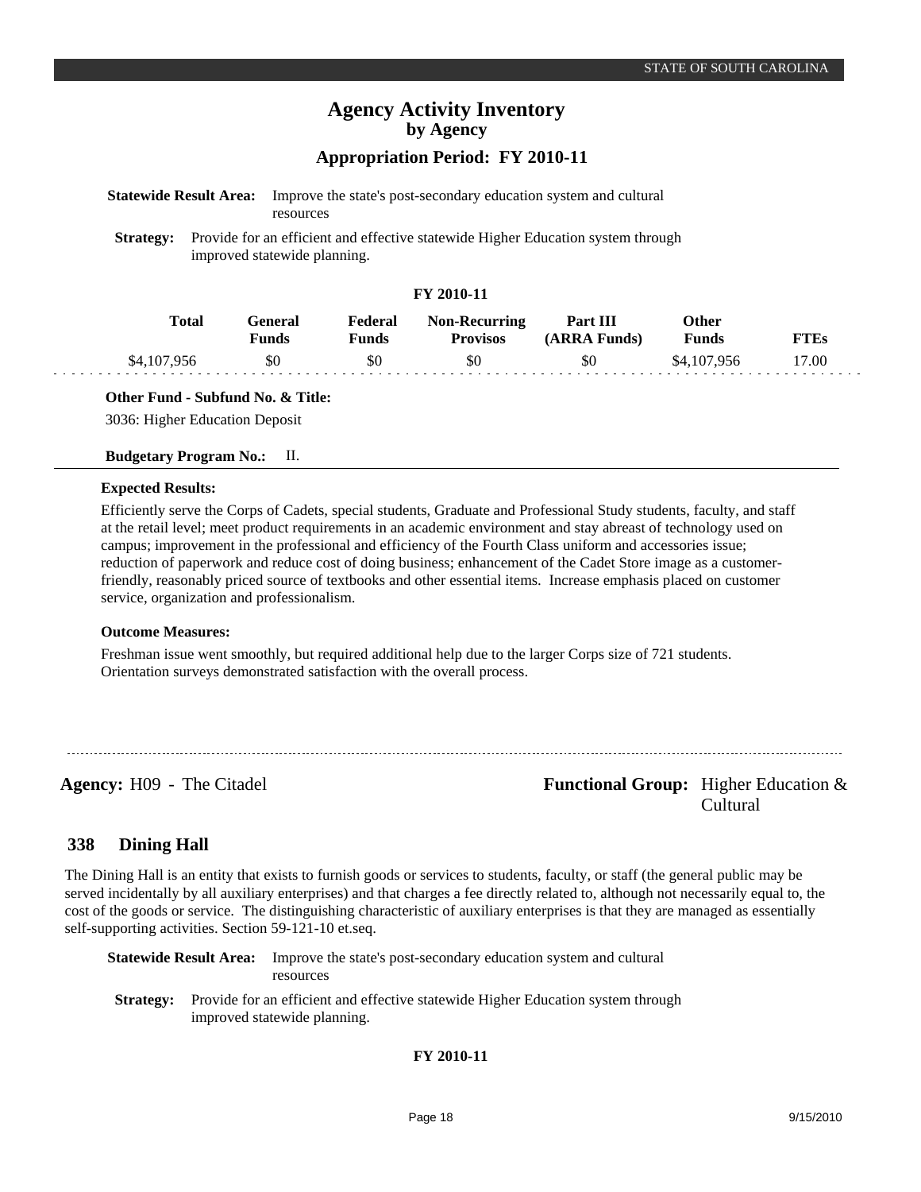# Agency Activity Inventory
## by Agency
### Appropriation Period: FY 2010-11

**Statewide Result Area:** Improve the state's post-secondary education system and cultural resources

**Strategy:** Provide for an efficient and effective statewide Higher Education system through improved statewide planning.

**FY 2010-11**

| Total | General Funds | Federal Funds | Non-Recurring Provisos | Part III (ARRA Funds) | Other Funds | FTEs |
|---|---|---|---|---|---|---|
| $4,107,956 | $0 | $0 | $0 | $0 | $4,107,956 | 17.00 |

**Other Fund - Subfund No. & Title:**

3036: Higher Education Deposit

**Budgetary Program No.:** II.

**Expected Results:**

Efficiently serve the Corps of Cadets, special students, Graduate and Professional Study students, faculty, and staff at the retail level; meet product requirements in an academic environment and stay abreast of technology used on campus; improvement in the professional and efficiency of the Fourth Class uniform and accessories issue; reduction of paperwork and reduce cost of doing business; enhancement of the Cadet Store image as a customer-friendly, reasonably priced source of textbooks and other essential items. Increase emphasis placed on customer service, organization and professionalism.

**Outcome Measures:**

Freshman issue went smoothly, but required additional help due to the larger Corps size of 721 students. Orientation surveys demonstrated satisfaction with the overall process.

---

**Agency:** H09 - The Citadel

**Functional Group:** Higher Education & Cultural

## 338 Dining Hall

The Dining Hall is an entity that exists to furnish goods or services to students, faculty, or staff (the general public may be served incidentally by all auxiliary enterprises) and that charges a fee directly related to, although not necessarily equal to, the cost of the goods or service. The distinguishing characteristic of auxiliary enterprises is that they are managed as essentially self-supporting activities. Section 59-121-10 et.seq.

**Statewide Result Area:** Improve the state's post-secondary education system and cultural resources

**Strategy:** Provide for an efficient and effective statewide Higher Education system through improved statewide planning.

**FY 2010-11**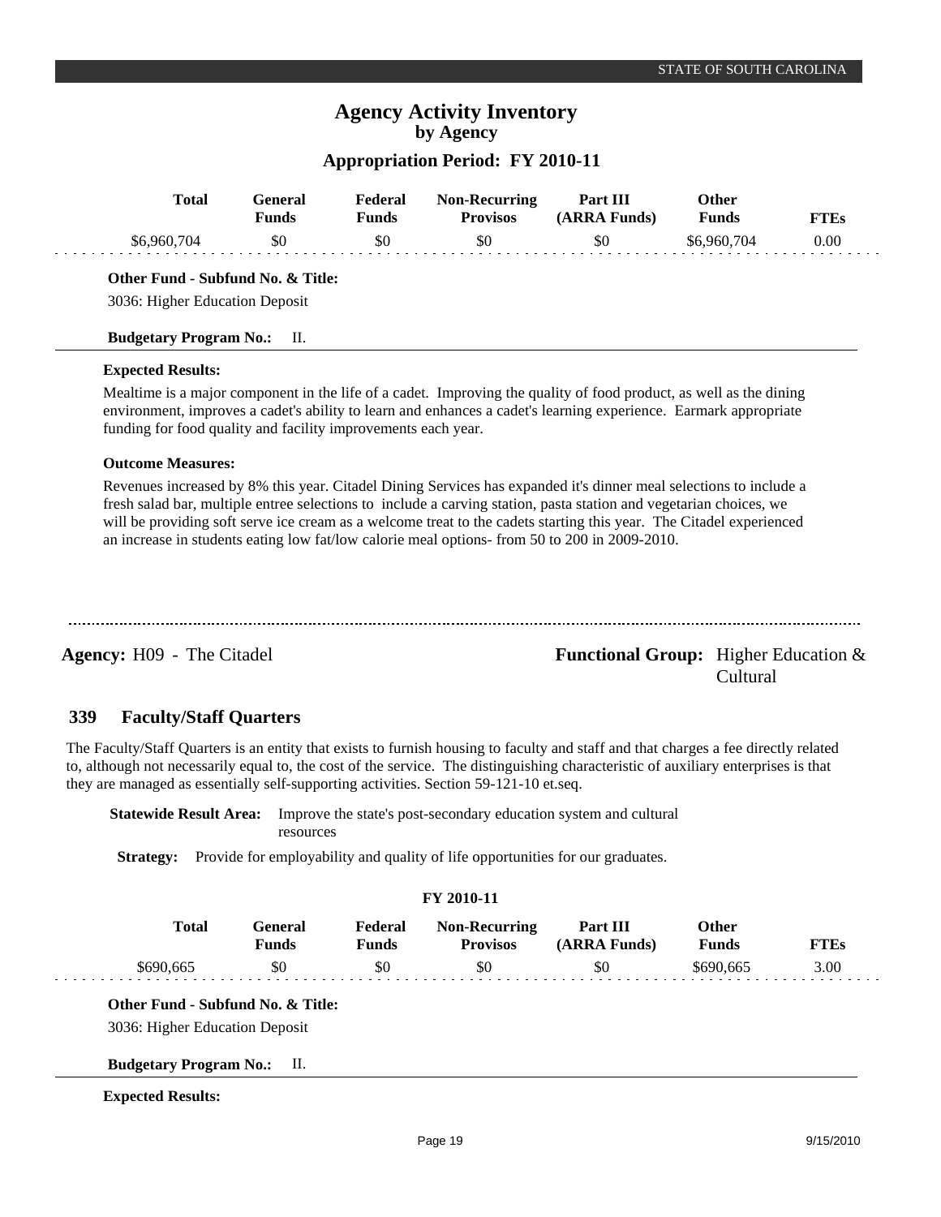| Total | General Funds | Federal Funds | Non-Recurring Provisos | Part III (ARRA Funds) | Other Funds | FTEs |
|---|---|---|---|---|---|---|
| $6,960,704 | $0 | $0 | $0 | $0 | $6,960,704 | 0.00 |

**Other Fund - Subfund No. & Title:**

3036: Higher Education Deposit

**Budgetary Program No.:** II.

**Expected Results:**

Mealtime is a major component in the life of a cadet. Improving the quality of food product, as well as the dining environment, improves a cadet's ability to learn and enhances a cadet's learning experience. Earmark appropriate funding for food quality and facility improvements each year.

**Outcome Measures:**

Revenues increased by 8% this year. Citadel Dining Services has expanded it's dinner meal selections to include a fresh salad bar, multiple entree selections to include a carving station, pasta station and vegetarian choices, we will be providing soft serve ice cream as a welcome treat to the cadets starting this year. The Citadel experienced an increase in students eating low fat/low calorie meal options- from 50 to 200 in 2009-2010.

---

**Agency:** H09 - The Citadel

**Functional Group:** Higher Education & Cultural

## 339 Faculty/Staff Quarters

The Faculty/Staff Quarters is an entity that exists to furnish housing to faculty and staff and that charges a fee directly related to, although not necessarily equal to, the cost of the service. The distinguishing characteristic of auxiliary enterprises is that they are managed as essentially self-supporting activities. Section 59-121-10 et.seq.

**Statewide Result Area:** Improve the state's post-secondary education system and cultural resources

**Strategy:** Provide for employability and quality of life opportunities for our graduates.

**FY 2010-11**

| Total | General Funds | Federal Funds | Non-Recurring Provisos | Part III (ARRA Funds) | Other Funds | FTEs |
|---|---|---|---|---|---|---|
| $690,665 | $0 | $0 | $0 | $0 | $690,665 | 3.00 |

**Other Fund - Subfund No. & Title:**

3036: Higher Education Deposit

**Budgetary Program No.:** II.

**Expected Results:**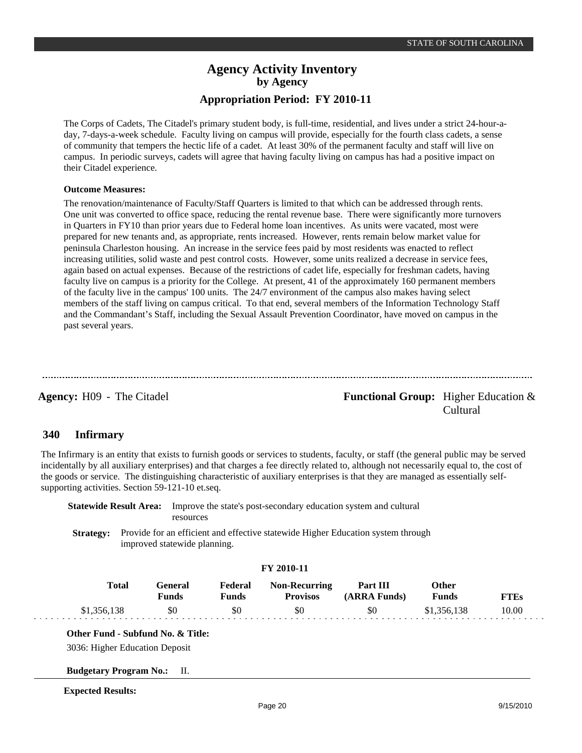The Corps of Cadets, The Citadel's primary student body, is full-time, residential, and lives under a strict 24-hour-a-day, 7-days-a-week schedule. Faculty living on campus will provide, especially for the fourth class cadets, a sense of community that tempers the hectic life of a cadet. At least 30% of the permanent faculty and staff will live on campus. In periodic surveys, cadets will agree that having faculty living on campus has had a positive impact on their Citadel experience.

**Outcome Measures:**

The renovation/maintenance of Faculty/Staff Quarters is limited to that which can be addressed through rents. One unit was converted to office space, reducing the rental revenue base. There were significantly more turnovers in Quarters in FY10 than prior years due to Federal home loan incentives. As units were vacated, most were prepared for new tenants and, as appropriate, rents increased. However, rents remain below market value for peninsula Charleston housing. An increase in the service fees paid by most residents was enacted to reflect increasing utilities, solid waste and pest control costs. However, some units realized a decrease in service fees, again based on actual expenses. Because of the restrictions of cadet life, especially for freshman cadets, having faculty live on campus is a priority for the College. At present, 41 of the approximately 160 permanent members of the faculty live in the campus' 100 units. The 24/7 environment of the campus also makes having select members of the staff living on campus critical. To that end, several members of the Information Technology Staff and the Commandant's Staff, including the Sexual Assault Prevention Coordinator, have moved on campus in the past several years.

---

**Agency:** H09 - The Citadel

**Functional Group:** Higher Education & Cultural

## 340 Infirmary

The Infirmary is an entity that exists to furnish goods or services to students, faculty, or staff (the general public may be served incidentally by all auxiliary enterprises) and that charges a fee directly related to, although not necessarily equal to, the cost of the goods or service. The distinguishing characteristic of auxiliary enterprises is that they are managed as essentially self-supporting activities. Section 59-121-10 et.seq.

**Statewide Result Area:** Improve the state's post-secondary education system and cultural resources

**Strategy:** Provide for an efficient and effective statewide Higher Education system through improved statewide planning.

**FY 2010-11**

| Total | General Funds | Federal Funds | Non-Recurring Provisos | Part III (ARRA Funds) | Other Funds | FTEs |
|---|---|---|---|---|---|---|
| $1,356,138 | $0 | $0 | $0 | $0 | $1,356,138 | 10.00 |

**Other Fund - Subfund No. & Title:**

3036: Higher Education Deposit

**Budgetary Program No.:** II.

**Expected Results:**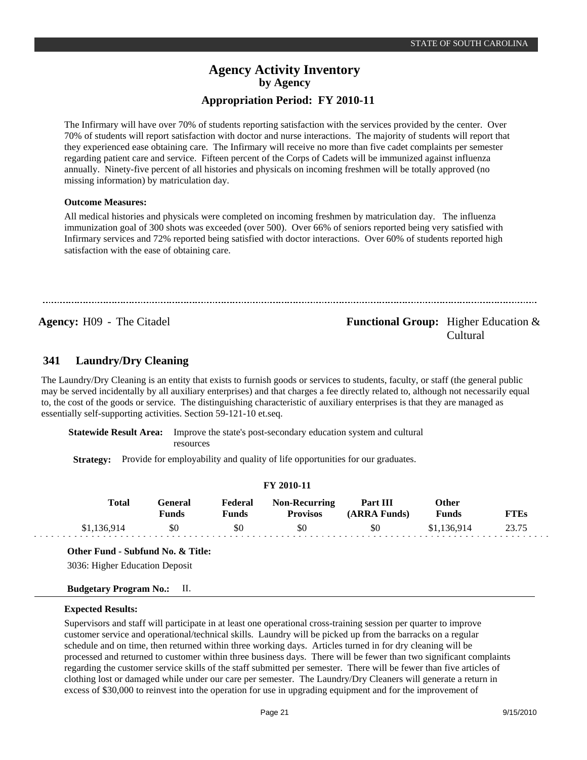The Infirmary will have over 70% of students reporting satisfaction with the services provided by the center. Over 70% of students will report satisfaction with doctor and nurse interactions. The majority of students will report that they experienced ease obtaining care. The Infirmary will receive no more than five cadet complaints per semester regarding patient care and service. Fifteen percent of the Corps of Cadets will be immunized against influenza annually. Ninety-five percent of all histories and physicals on incoming freshmen will be totally approved (no missing information) by matriculation day.

**Outcome Measures:**

All medical histories and physicals were completed on incoming freshmen by matriculation day. The influenza immunization goal of 300 shots was exceeded (over 500). Over 66% of seniors reported being very satisfied with Infirmary services and 72% reported being satisfied with doctor interactions. Over 60% of students reported high satisfaction with the ease of obtaining care.

---

**Agency:** H09 - The Citadel **Functional Group:** Higher Education & Cultural

## 341 Laundry/Dry Cleaning

The Laundry/Dry Cleaning is an entity that exists to furnish goods or services to students, faculty, or staff (the general public may be served incidentally by all auxiliary enterprises) and that charges a fee directly related to, although not necessarily equal to, the cost of the goods or service. The distinguishing characteristic of auxiliary enterprises is that they are managed as essentially self-supporting activities. Section 59-121-10 et.seq.

**Statewide Result Area:** Improve the state's post-secondary education system and cultural resources

**Strategy:** Provide for employability and quality of life opportunities for our graduates.

**FY 2010-11**

| Total | General Funds | Federal Funds | Non-Recurring Provisos | Part III (ARRA Funds) | Other Funds | FTEs |
|---|---|---|---|---|---|---|
| $1,136,914 | $0 | $0 | $0 | $0 | $1,136,914 | 23.75 |

**Other Fund - Subfund No. & Title:**

3036: Higher Education Deposit

**Budgetary Program No.:** II.

**Expected Results:**

Supervisors and staff will participate in at least one operational cross-training session per quarter to improve customer service and operational/technical skills. Laundry will be picked up from the barracks on a regular schedule and on time, then returned within three working days. Articles turned in for dry cleaning will be processed and returned to customer within three business days. There will be fewer than two significant complaints regarding the customer service skills of the staff submitted per semester. There will be fewer than five articles of clothing lost or damaged while under our care per semester. The Laundry/Dry Cleaners will generate a return in excess of $30,000 to reinvest into the operation for use in upgrading equipment and for the improvement of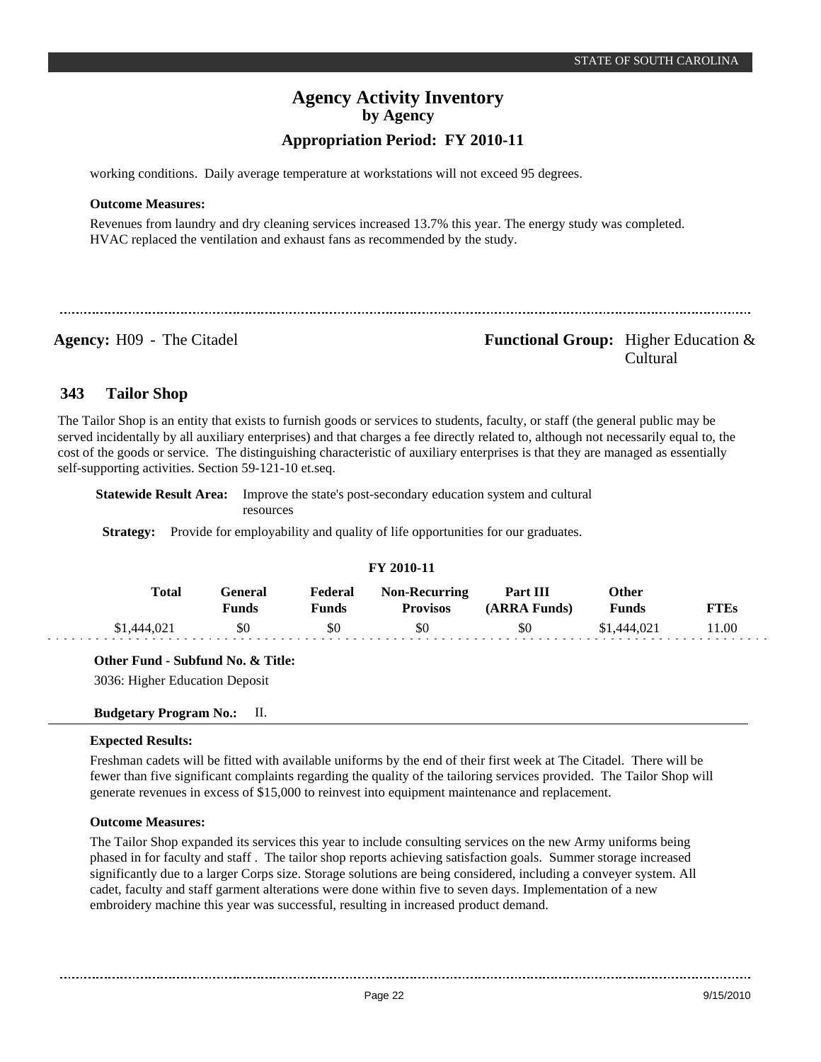working conditions. Daily average temperature at workstations will not exceed 95 degrees.

**Outcome Measures:**

Revenues from laundry and dry cleaning services increased 13.7% this year. The energy study was completed. HVAC replaced the ventilation and exhaust fans as recommended by the study.

---

**Agency:** H09 - The Citadel

**Functional Group:** Higher Education & Cultural

## 343 Tailor Shop

The Tailor Shop is an entity that exists to furnish goods or services to students, faculty, or staff (the general public may be served incidentally by all auxiliary enterprises) and that charges a fee directly related to, although not necessarily equal to, the cost of the goods or service. The distinguishing characteristic of auxiliary enterprises is that they are managed as essentially self-supporting activities. Section 59-121-10 et.seq.

**Statewide Result Area:** Improve the state's post-secondary education system and cultural resources

**Strategy:** Provide for employability and quality of life opportunities for our graduates.

**FY 2010-11**

| Total | General Funds | Federal Funds | Non-Recurring Provisos | Part III (ARRA Funds) | Other Funds | FTEs |
|---|---|---|---|---|---|---|
| $1,444,021 | $0 | $0 | $0 | $0 | $1,444,021 | 11.00 |

**Other Fund - Subfund No. & Title:**

3036: Higher Education Deposit

**Budgetary Program No.:** II.

**Expected Results:**

Freshman cadets will be fitted with available uniforms by the end of their first week at The Citadel. There will be fewer than five significant complaints regarding the quality of the tailoring services provided. The Tailor Shop will generate revenues in excess of $15,000 to reinvest into equipment maintenance and replacement.

**Outcome Measures:**

The Tailor Shop expanded its services this year to include consulting services on the new Army uniforms being phased in for faculty and staff . The tailor shop reports achieving satisfaction goals. Summer storage increased significantly due to a larger Corps size. Storage solutions are being considered, including a conveyer system. All cadet, faculty and staff garment alterations were done within five to seven days. Implementation of a new embroidery machine this year was successful, resulting in increased product demand.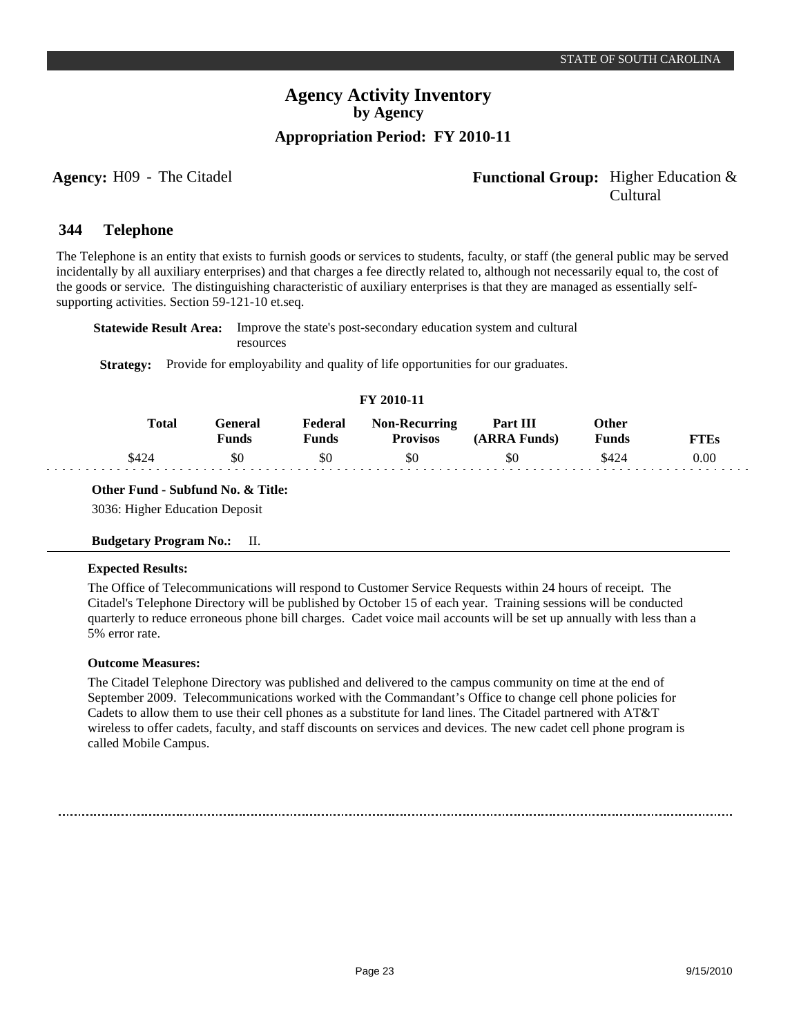# Agency Activity Inventory
## by Agency
### Appropriation Period: FY 2010-11

**Agency:** H09 - The Citadel

**Functional Group:** Higher Education & Cultural

## 344 Telephone

The Telephone is an entity that exists to furnish goods or services to students, faculty, or staff (the general public may be served incidentally by all auxiliary enterprises) and that charges a fee directly related to, although not necessarily equal to, the cost of the goods or service. The distinguishing characteristic of auxiliary enterprises is that they are managed as essentially self-supporting activities. Section 59-121-10 et.seq.

**Statewide Result Area:** Improve the state's post-secondary education system and cultural resources

**Strategy:** Provide for employability and quality of life opportunities for our graduates.

**FY 2010-11**

| Total | General Funds | Federal Funds | Non-Recurring Provisos | Part III (ARRA Funds) | Other Funds | FTEs |
|---|---|---|---|---|---|---|
| $424 | $0 | $0 | $0 | $0 | $424 | 0.00 |

**Other Fund - Subfund No. & Title:**

3036: Higher Education Deposit

**Budgetary Program No.:** II.

**Expected Results:**

The Office of Telecommunications will respond to Customer Service Requests within 24 hours of receipt. The Citadel's Telephone Directory will be published by October 15 of each year. Training sessions will be conducted quarterly to reduce erroneous phone bill charges. Cadet voice mail accounts will be set up annually with less than a 5% error rate.

**Outcome Measures:**

The Citadel Telephone Directory was published and delivered to the campus community on time at the end of September 2009. Telecommunications worked with the Commandant's Office to change cell phone policies for Cadets to allow them to use their cell phones as a substitute for land lines. The Citadel partnered with AT&T wireless to offer cadets, faculty, and staff discounts on services and devices. The new cadet cell phone program is called Mobile Campus.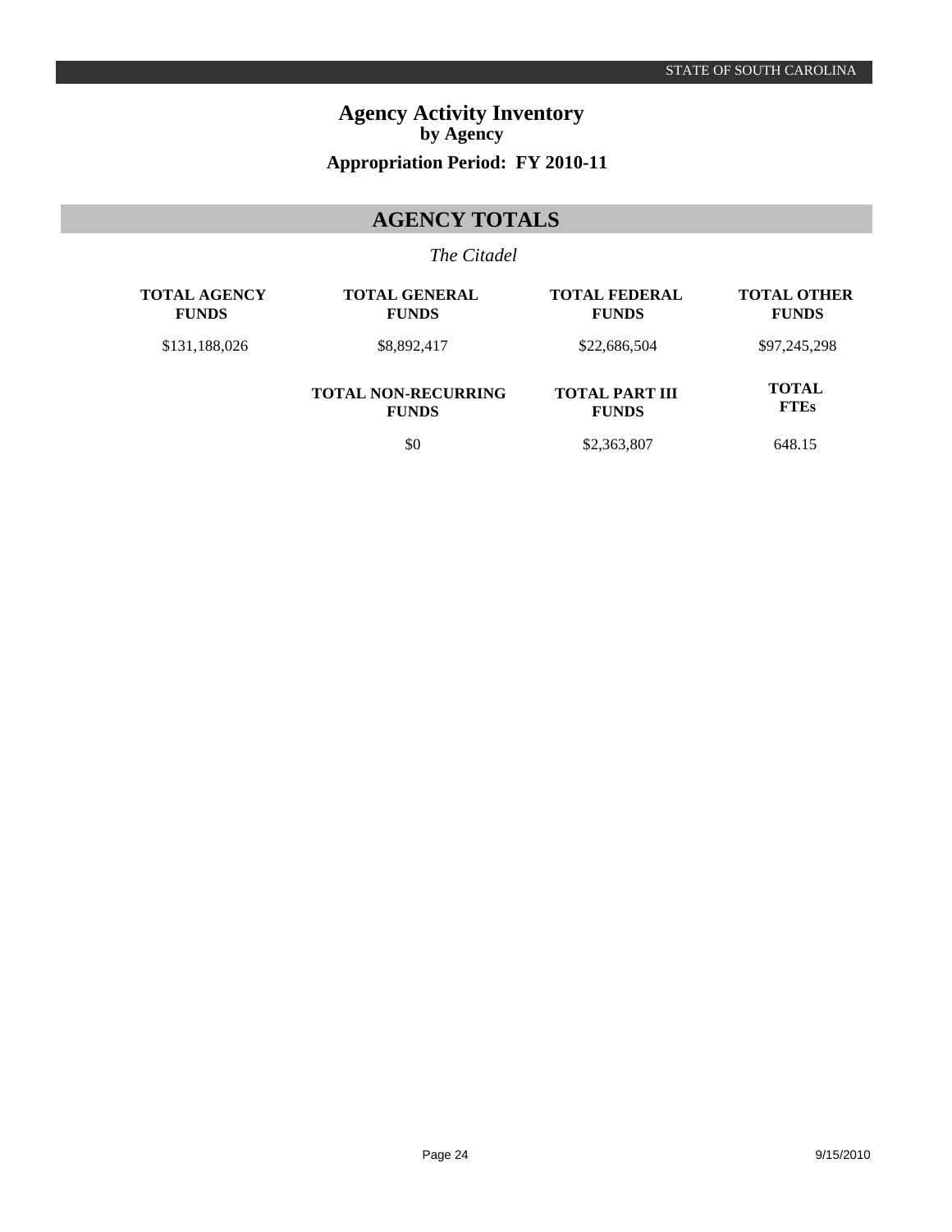# Agency Activity Inventory

**by Agency**

**Appropriation Period: FY 2010-11**

## AGENCY TOTALS

*The Citadel*

| TOTAL AGENCY FUNDS | TOTAL GENERAL FUNDS | TOTAL FEDERAL FUNDS | TOTAL OTHER FUNDS |
| --- | --- | --- | --- |
| $131,188,026 | $8,892,417 | $22,686,504 | $97,245,298 |

| TOTAL NON-RECURRING FUNDS | TOTAL PART III FUNDS | TOTAL FTEs |
| --- | --- | --- |
| $0 | $2,363,807 | 648.15 |